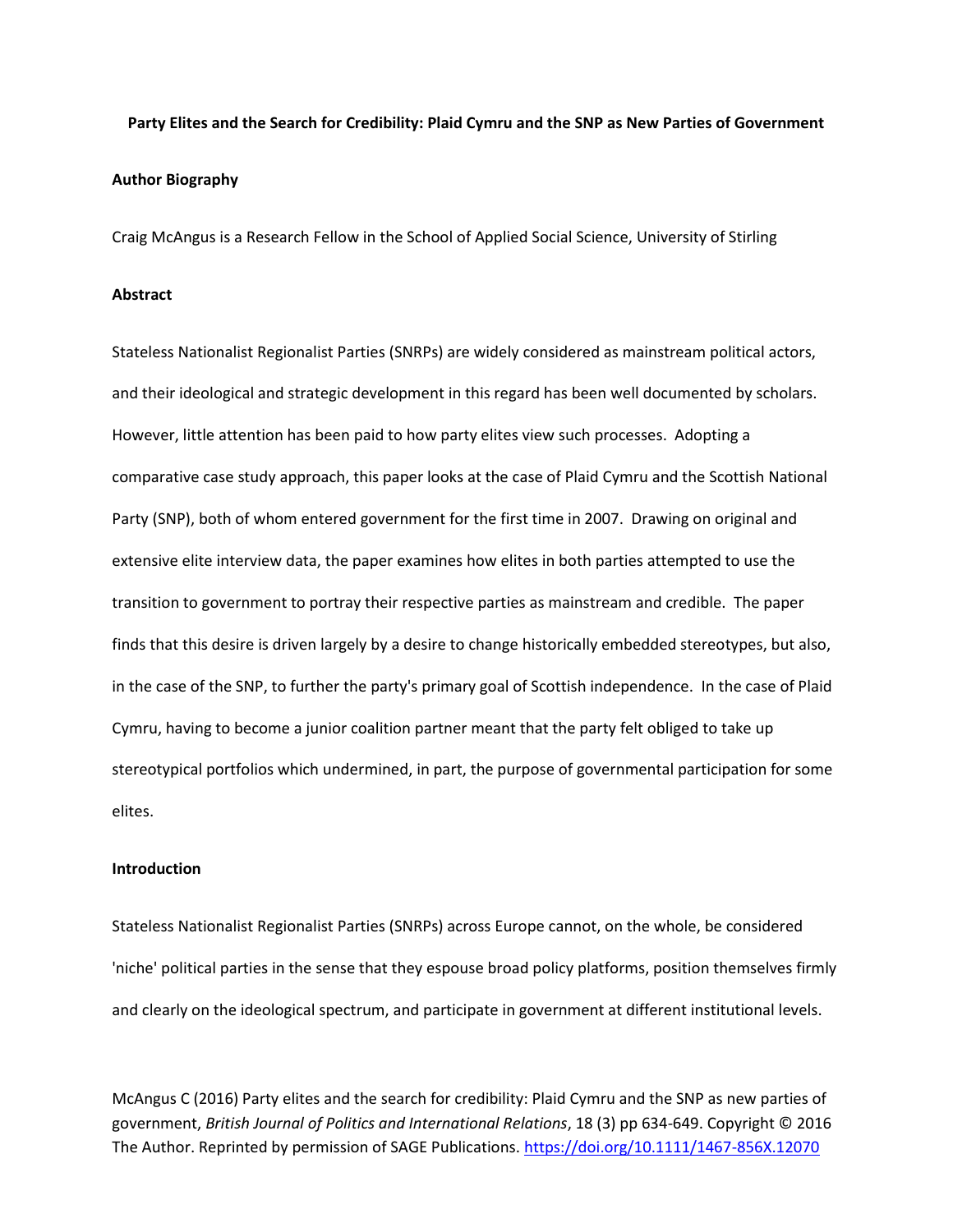# Party Elites and the Search for Credibility: Plaid Cymru and the SNP as New Parties of Government

## Author Biography

Craig McAngus is a Research Fellow in the School of Applied Social Science, University of Stirling

## Abstract

Stateless Nationalist Regionalist Parties (SNRPs) are widely considered as mainstream political actors, and their ideological and strategic development in this regard has been well documented by scholars. However, little attention has been paid to how party elites view such processes. Adopting a comparative case study approach, this paper looks at the case of Plaid Cymru and the Scottish National Party (SNP), both of whom entered government for the first time in 2007. Drawing on original and extensive elite interview data, the paper examines how elites in both parties attempted to use the transition to government to portray their respective parties as mainstream and credible. The paper finds that this desire is driven largely by a desire to change historically embedded stereotypes, but also, in the case of the SNP, to further the party's primary goal of Scottish independence. In the case of Plaid Cymru, having to become a junior coalition partner meant that the party felt obliged to take up stereotypical portfolios which undermined, in part, the purpose of governmental participation for some elites.

## Introduction

Stateless Nationalist Regionalist Parties (SNRPs) across Europe cannot, on the whole, be considered 'niche' political parties in the sense that they espouse broad policy platforms, position themselves firmly and clearly on the ideological spectrum, and participate in government at different institutional levels.

McAngus C (2016) Party elites and the search for credibility: Plaid Cymru and the SNP as new parties of government, *British Journal of Politics and International Relations*, 18 (3) pp 634-649. Copyright © 2016 The Author. Reprinted by permission of SAGE Publications. https://doi.org/10.1111/1467-856X.12070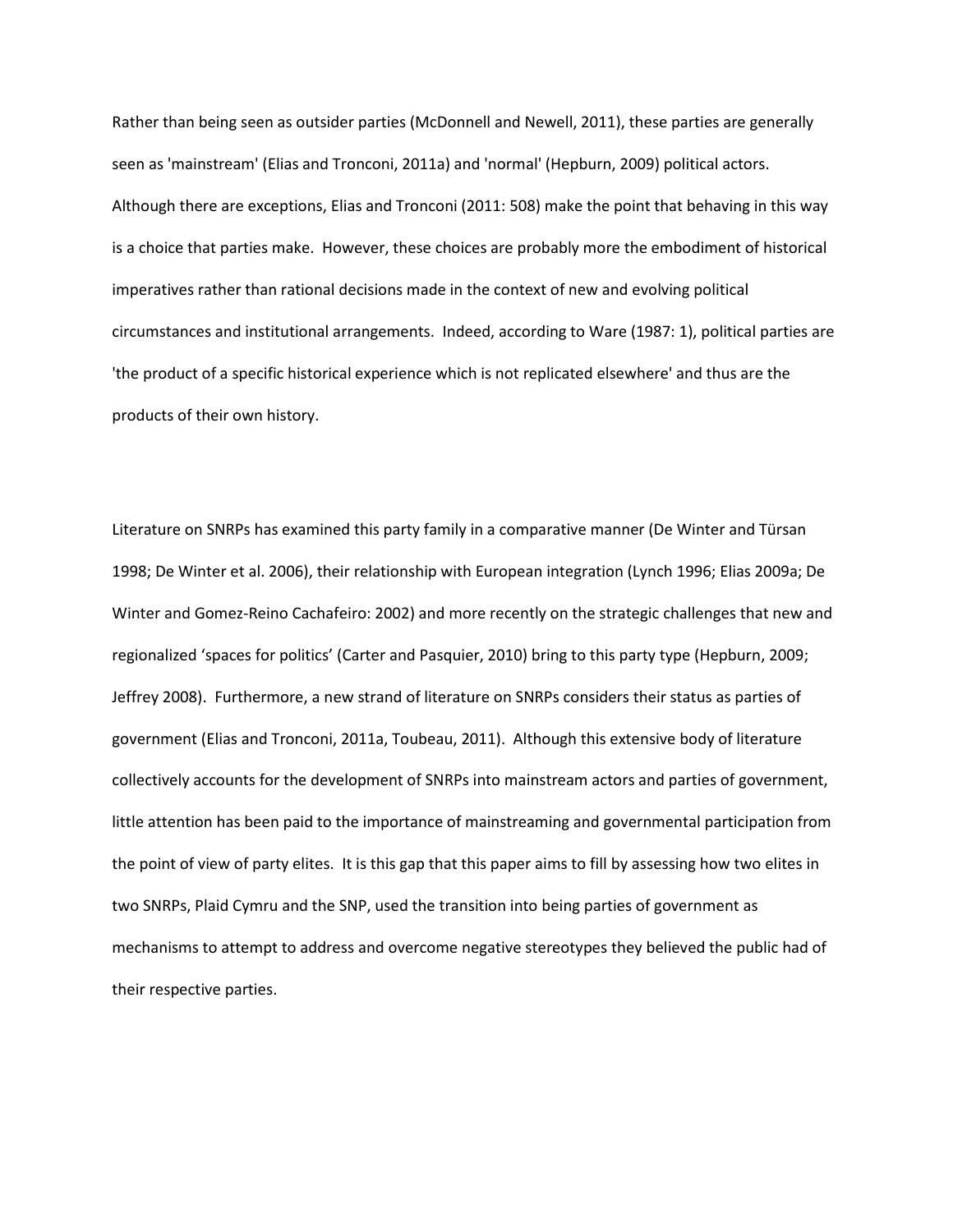Rather than being seen as outsider parties (McDonnell and Newell, 2011), these parties are generally seen as 'mainstream' (Elias and Tronconi, 2011a) and 'normal' (Hepburn, 2009) political actors. Although there are exceptions, Elias and Tronconi (2011: 508) make the point that behaving in this way is a choice that parties make. However, these choices are probably more the embodiment of historical imperatives rather than rational decisions made in the context of new and evolving political circumstances and institutional arrangements. Indeed, according to Ware (1987: 1), political parties are 'the product of a specific historical experience which is not replicated elsewhere' and thus are the products of their own history.

Literature on SNRPs has examined this party family in a comparative manner (De Winter and Türsan 1998; De Winter et al. 2006), their relationship with European integration (Lynch 1996; Elias 2009a; De Winter and Gomez-Reino Cachafeiro: 2002) and more recently on the strategic challenges that new and regionalized 'spaces for politics' (Carter and Pasquier, 2010) bring to this party type (Hepburn, 2009; Jeffrey 2008). Furthermore, a new strand of literature on SNRPs considers their status as parties of government (Elias and Tronconi, 2011a, Toubeau, 2011). Although this extensive body of literature collectively accounts for the development of SNRPs into mainstream actors and parties of government, little attention has been paid to the importance of mainstreaming and governmental participation from the point of view of party elites. It is this gap that this paper aims to fill by assessing how two elites in two SNRPs, Plaid Cymru and the SNP, used the transition into being parties of government as mechanisms to attempt to address and overcome negative stereotypes they believed the public had of their respective parties.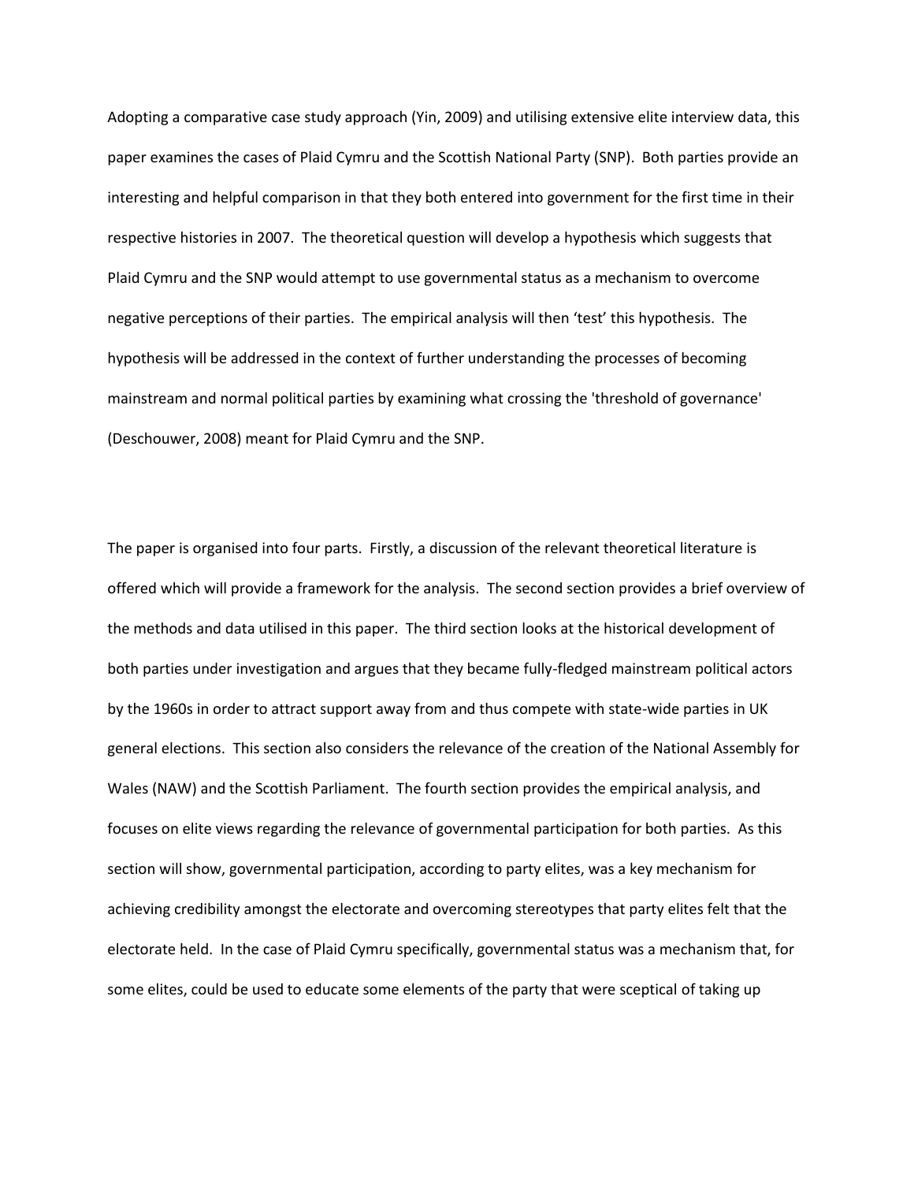Adopting a comparative case study approach (Yin, 2009) and utilising extensive elite interview data, this paper examines the cases of Plaid Cymru and the Scottish National Party (SNP). Both parties provide an interesting and helpful comparison in that they both entered into government for the first time in their respective histories in 2007. The theoretical question will develop a hypothesis which suggests that Plaid Cymru and the SNP would attempt to use governmental status as a mechanism to overcome negative perceptions of their parties. The empirical analysis will then 'test' this hypothesis. The hypothesis will be addressed in the context of further understanding the processes of becoming mainstream and normal political parties by examining what crossing the 'threshold of governance' (Deschouwer, 2008) meant for Plaid Cymru and the SNP.

The paper is organised into four parts. Firstly, a discussion of the relevant theoretical literature is offered which will provide a framework for the analysis. The second section provides a brief overview of the methods and data utilised in this paper. The third section looks at the historical development of both parties under investigation and argues that they became fully-fledged mainstream political actors by the 1960s in order to attract support away from and thus compete with state-wide parties in UK general elections. This section also considers the relevance of the creation of the National Assembly for Wales (NAW) and the Scottish Parliament. The fourth section provides the empirical analysis, and focuses on elite views regarding the relevance of governmental participation for both parties. As this section will show, governmental participation, according to party elites, was a key mechanism for achieving credibility amongst the electorate and overcoming stereotypes that party elites felt that the electorate held. In the case of Plaid Cymru specifically, governmental status was a mechanism that, for some elites, could be used to educate some elements of the party that were sceptical of taking up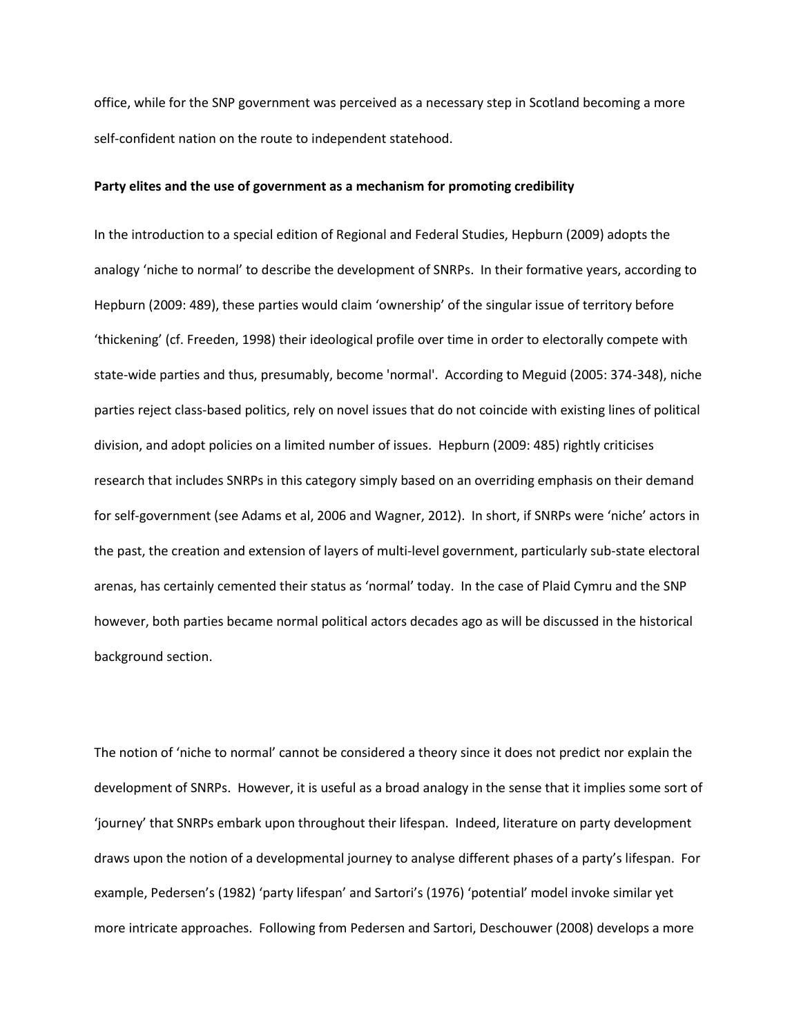office, while for the SNP government was perceived as a necessary step in Scotland becoming a more self-confident nation on the route to independent statehood.

**Party elites and the use of government as a mechanism for promoting credibility**

In the introduction to a special edition of Regional and Federal Studies, Hepburn (2009) adopts the analogy 'niche to normal' to describe the development of SNRPs. In their formative years, according to Hepburn (2009: 489), these parties would claim 'ownership' of the singular issue of territory before 'thickening' (cf. Freeden, 1998) their ideological profile over time in order to electorally compete with state-wide parties and thus, presumably, become 'normal'. According to Meguid (2005: 374-348), niche parties reject class-based politics, rely on novel issues that do not coincide with existing lines of political division, and adopt policies on a limited number of issues. Hepburn (2009: 485) rightly criticises research that includes SNRPs in this category simply based on an overriding emphasis on their demand for self-government (see Adams et al, 2006 and Wagner, 2012). In short, if SNRPs were 'niche' actors in the past, the creation and extension of layers of multi-level government, particularly sub-state electoral arenas, has certainly cemented their status as 'normal' today. In the case of Plaid Cymru and the SNP however, both parties became normal political actors decades ago as will be discussed in the historical background section.

The notion of 'niche to normal' cannot be considered a theory since it does not predict nor explain the development of SNRPs. However, it is useful as a broad analogy in the sense that it implies some sort of 'journey' that SNRPs embark upon throughout their lifespan. Indeed, literature on party development draws upon the notion of a developmental journey to analyse different phases of a party's lifespan. For example, Pedersen's (1982) 'party lifespan' and Sartori's (1976) 'potential' model invoke similar yet more intricate approaches. Following from Pedersen and Sartori, Deschouwer (2008) develops a more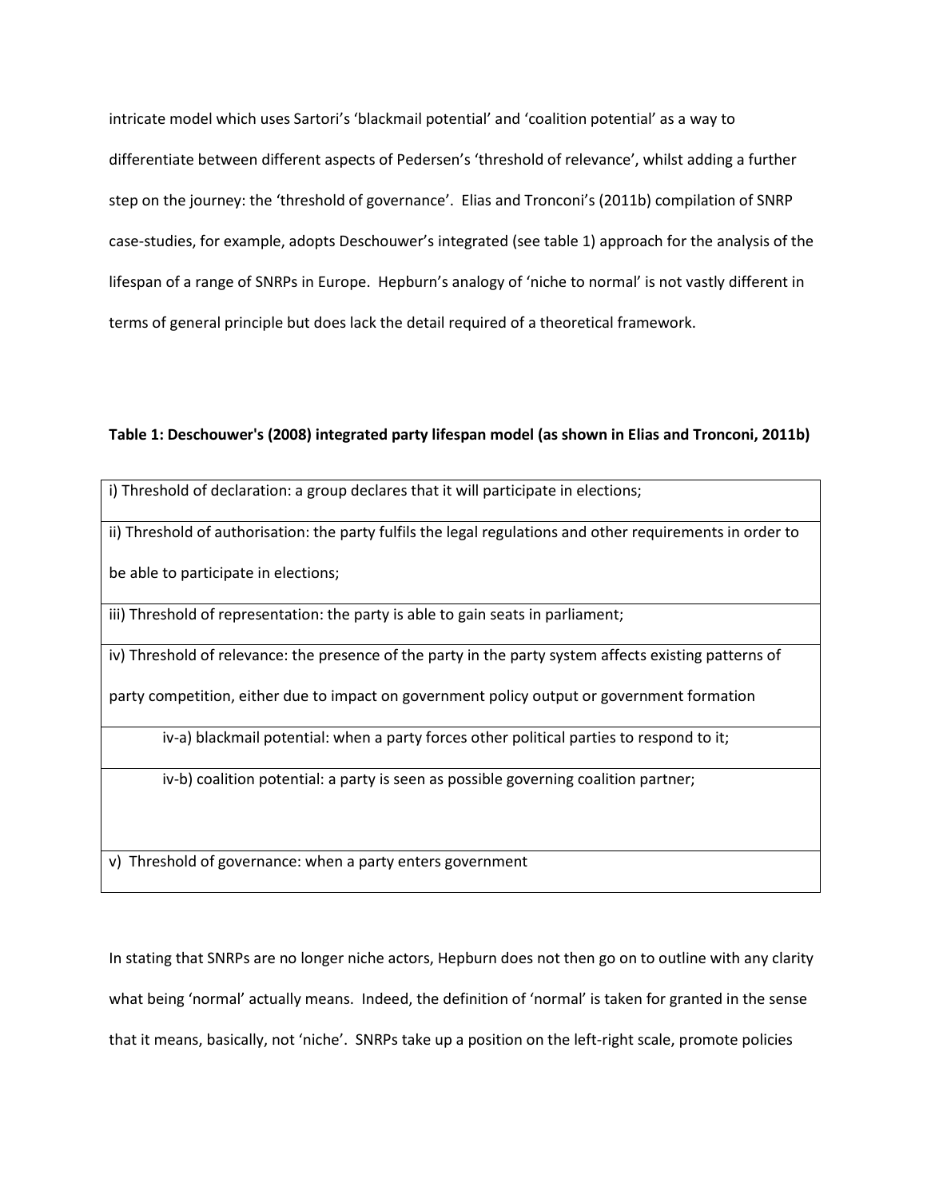intricate model which uses Sartori's 'blackmail potential' and 'coalition potential' as a way to differentiate between different aspects of Pedersen's 'threshold of relevance', whilst adding a further step on the journey: the 'threshold of governance'. Elias and Tronconi's (2011b) compilation of SNRP case-studies, for example, adopts Deschouwer's integrated (see table 1) approach for the analysis of the lifespan of a range of SNRPs in Europe. Hepburn's analogy of 'niche to normal' is not vastly different in terms of general principle but does lack the detail required of a theoretical framework.

**Table 1: Deschouwer's (2008) integrated party lifespan model (as shown in Elias and Tronconi, 2011b)**

| |
|---|
| i) Threshold of declaration: a group declares that it will participate in elections; |
| ii) Threshold of authorisation: the party fulfils the legal regulations and other requirements in order to be able to participate in elections; |
| iii) Threshold of representation: the party is able to gain seats in parliament; |
| iv) Threshold of relevance: the presence of the party in the party system affects existing patterns of party competition, either due to impact on government policy output or government formation |
| iv-a) blackmail potential: when a party forces other political parties to respond to it; |
| iv-b) coalition potential: a party is seen as possible governing coalition partner; |
| v) Threshold of governance: when a party enters government |

In stating that SNRPs are no longer niche actors, Hepburn does not then go on to outline with any clarity what being 'normal' actually means. Indeed, the definition of 'normal' is taken for granted in the sense that it means, basically, not 'niche'. SNRPs take up a position on the left-right scale, promote policies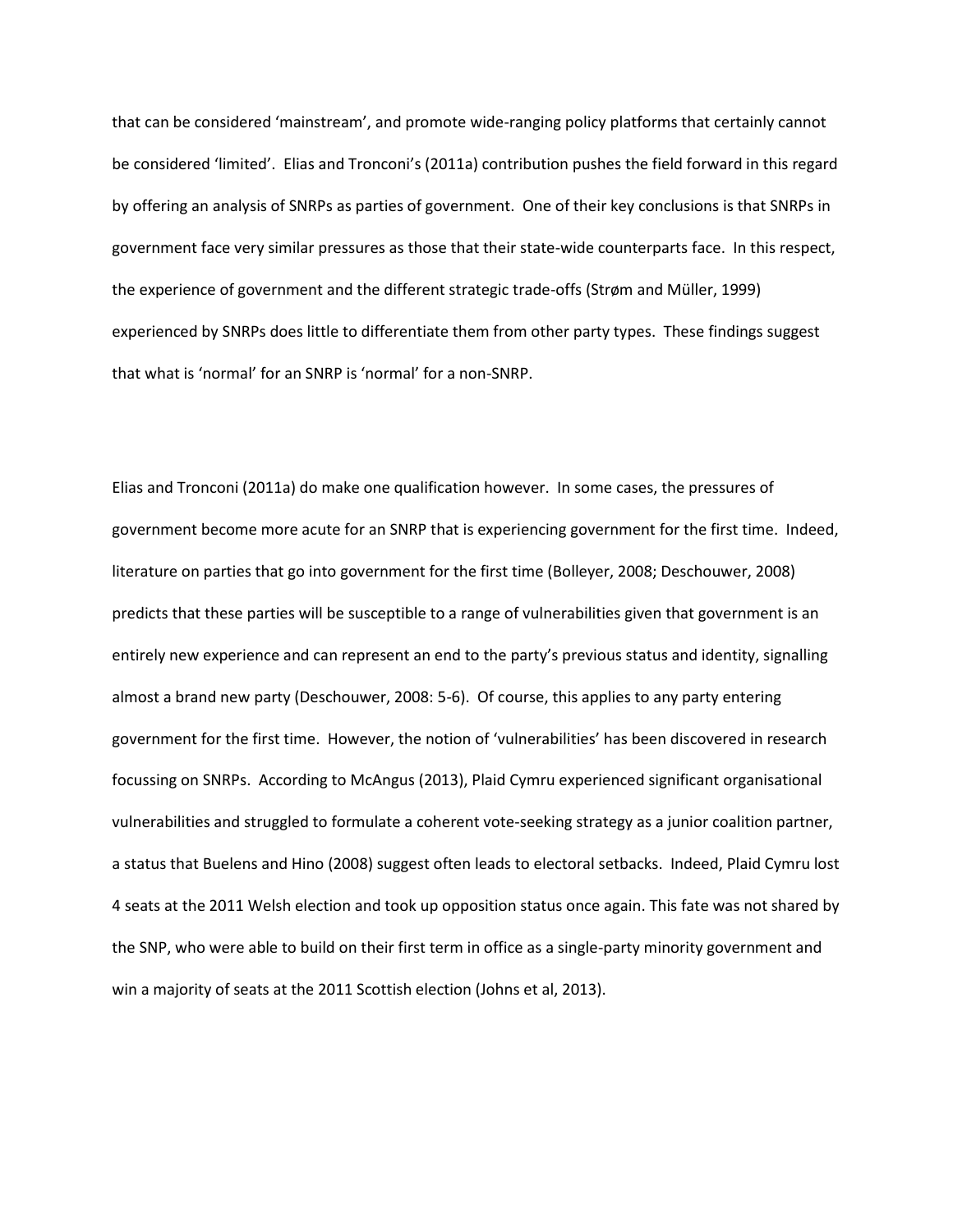that can be considered 'mainstream', and promote wide-ranging policy platforms that certainly cannot be considered 'limited'. Elias and Tronconi's (2011a) contribution pushes the field forward in this regard by offering an analysis of SNRPs as parties of government. One of their key conclusions is that SNRPs in government face very similar pressures as those that their state-wide counterparts face. In this respect, the experience of government and the different strategic trade-offs (Strøm and Müller, 1999) experienced by SNRPs does little to differentiate them from other party types. These findings suggest that what is 'normal' for an SNRP is 'normal' for a non-SNRP.

Elias and Tronconi (2011a) do make one qualification however. In some cases, the pressures of government become more acute for an SNRP that is experiencing government for the first time. Indeed, literature on parties that go into government for the first time (Bolleyer, 2008; Deschouwer, 2008) predicts that these parties will be susceptible to a range of vulnerabilities given that government is an entirely new experience and can represent an end to the party's previous status and identity, signalling almost a brand new party (Deschouwer, 2008: 5-6). Of course, this applies to any party entering government for the first time. However, the notion of 'vulnerabilities' has been discovered in research focussing on SNRPs. According to McAngus (2013), Plaid Cymru experienced significant organisational vulnerabilities and struggled to formulate a coherent vote-seeking strategy as a junior coalition partner, a status that Buelens and Hino (2008) suggest often leads to electoral setbacks. Indeed, Plaid Cymru lost 4 seats at the 2011 Welsh election and took up opposition status once again. This fate was not shared by the SNP, who were able to build on their first term in office as a single-party minority government and win a majority of seats at the 2011 Scottish election (Johns et al, 2013).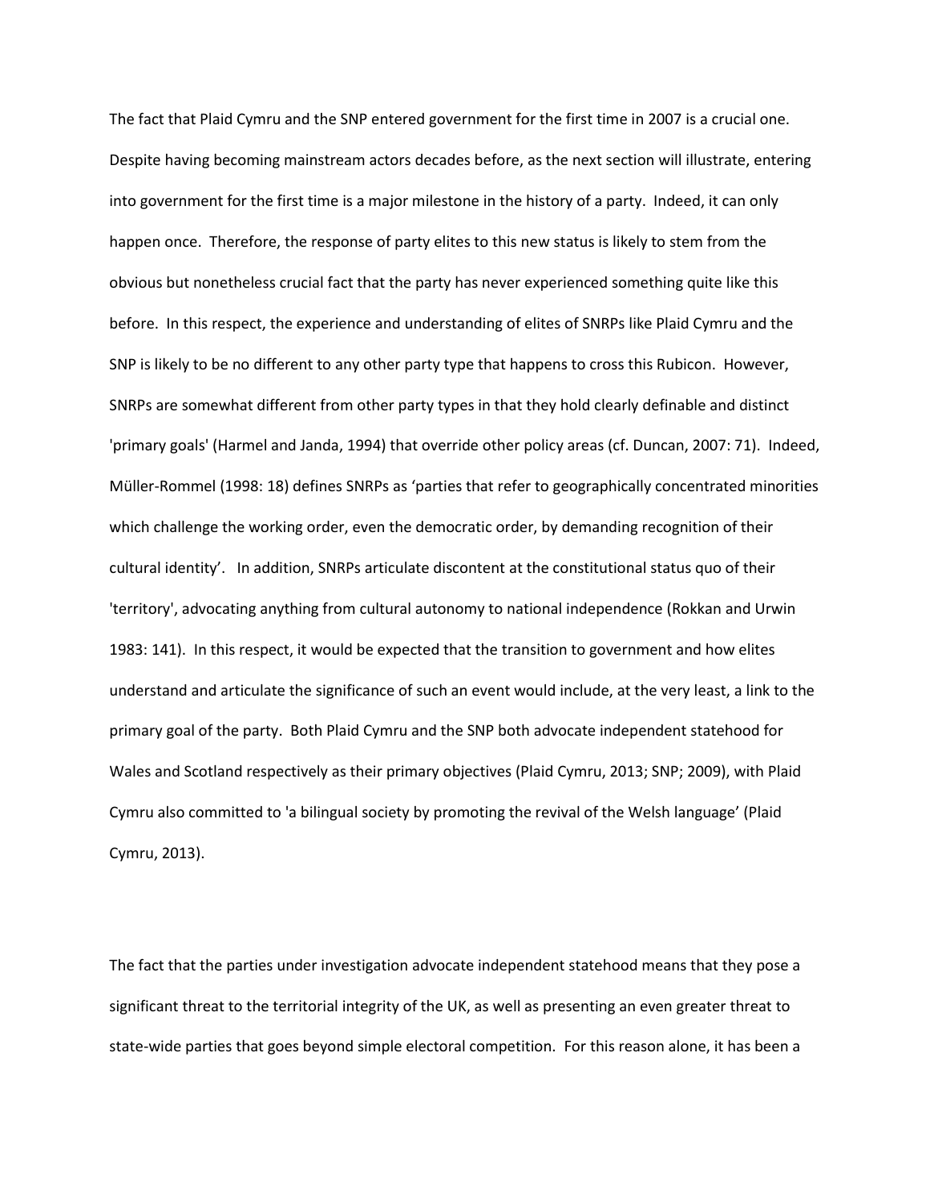The fact that Plaid Cymru and the SNP entered government for the first time in 2007 is a crucial one. Despite having becoming mainstream actors decades before, as the next section will illustrate, entering into government for the first time is a major milestone in the history of a party. Indeed, it can only happen once. Therefore, the response of party elites to this new status is likely to stem from the obvious but nonetheless crucial fact that the party has never experienced something quite like this before. In this respect, the experience and understanding of elites of SNRPs like Plaid Cymru and the SNP is likely to be no different to any other party type that happens to cross this Rubicon. However, SNRPs are somewhat different from other party types in that they hold clearly definable and distinct 'primary goals' (Harmel and Janda, 1994) that override other policy areas (cf. Duncan, 2007: 71). Indeed, Müller-Rommel (1998: 18) defines SNRPs as 'parties that refer to geographically concentrated minorities which challenge the working order, even the democratic order, by demanding recognition of their cultural identity'. In addition, SNRPs articulate discontent at the constitutional status quo of their 'territory', advocating anything from cultural autonomy to national independence (Rokkan and Urwin 1983: 141). In this respect, it would be expected that the transition to government and how elites understand and articulate the significance of such an event would include, at the very least, a link to the primary goal of the party. Both Plaid Cymru and the SNP both advocate independent statehood for Wales and Scotland respectively as their primary objectives (Plaid Cymru, 2013; SNP; 2009), with Plaid Cymru also committed to 'a bilingual society by promoting the revival of the Welsh language' (Plaid Cymru, 2013).

The fact that the parties under investigation advocate independent statehood means that they pose a significant threat to the territorial integrity of the UK, as well as presenting an even greater threat to state-wide parties that goes beyond simple electoral competition. For this reason alone, it has been a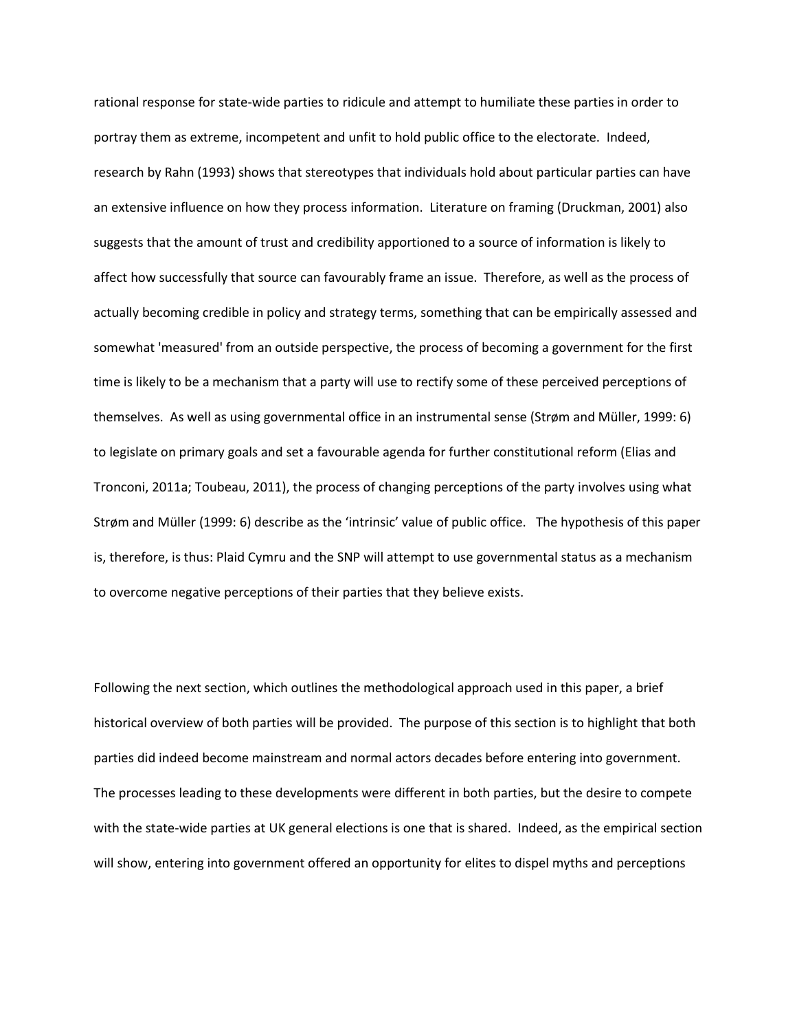rational response for state-wide parties to ridicule and attempt to humiliate these parties in order to portray them as extreme, incompetent and unfit to hold public office to the electorate. Indeed, research by Rahn (1993) shows that stereotypes that individuals hold about particular parties can have an extensive influence on how they process information. Literature on framing (Druckman, 2001) also suggests that the amount of trust and credibility apportioned to a source of information is likely to affect how successfully that source can favourably frame an issue. Therefore, as well as the process of actually becoming credible in policy and strategy terms, something that can be empirically assessed and somewhat 'measured' from an outside perspective, the process of becoming a government for the first time is likely to be a mechanism that a party will use to rectify some of these perceived perceptions of themselves. As well as using governmental office in an instrumental sense (Strøm and Müller, 1999: 6) to legislate on primary goals and set a favourable agenda for further constitutional reform (Elias and Tronconi, 2011a; Toubeau, 2011), the process of changing perceptions of the party involves using what Strøm and Müller (1999: 6) describe as the 'intrinsic' value of public office. The hypothesis of this paper is, therefore, is thus: Plaid Cymru and the SNP will attempt to use governmental status as a mechanism to overcome negative perceptions of their parties that they believe exists.

Following the next section, which outlines the methodological approach used in this paper, a brief historical overview of both parties will be provided. The purpose of this section is to highlight that both parties did indeed become mainstream and normal actors decades before entering into government. The processes leading to these developments were different in both parties, but the desire to compete with the state-wide parties at UK general elections is one that is shared. Indeed, as the empirical section will show, entering into government offered an opportunity for elites to dispel myths and perceptions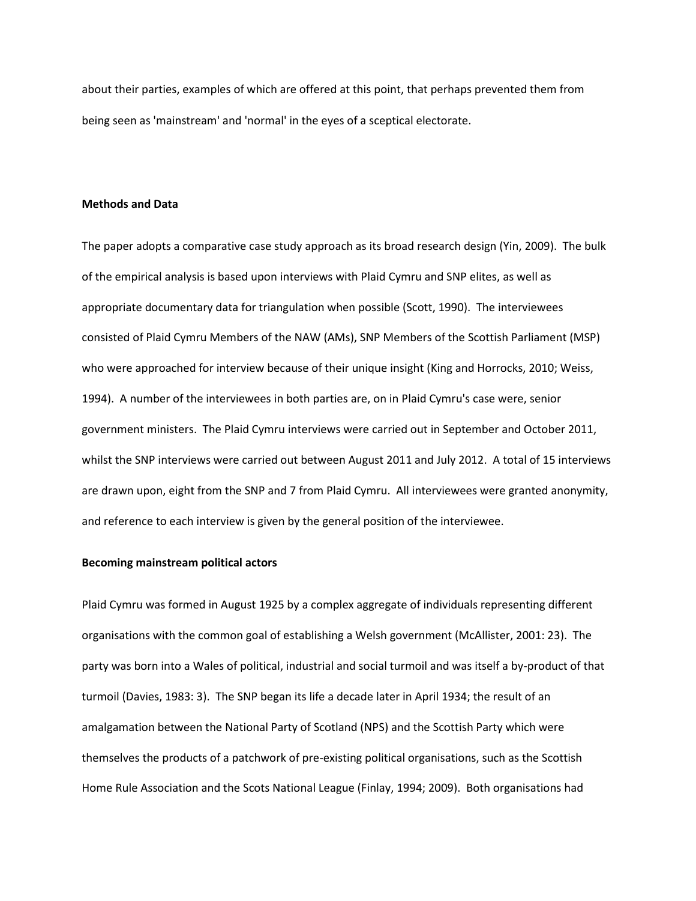about their parties, examples of which are offered at this point, that perhaps prevented them from being seen as 'mainstream' and 'normal' in the eyes of a sceptical electorate.

**Methods and Data**

The paper adopts a comparative case study approach as its broad research design (Yin, 2009). The bulk of the empirical analysis is based upon interviews with Plaid Cymru and SNP elites, as well as appropriate documentary data for triangulation when possible (Scott, 1990). The interviewees consisted of Plaid Cymru Members of the NAW (AMs), SNP Members of the Scottish Parliament (MSP) who were approached for interview because of their unique insight (King and Horrocks, 2010; Weiss, 1994). A number of the interviewees in both parties are, on in Plaid Cymru's case were, senior government ministers. The Plaid Cymru interviews were carried out in September and October 2011, whilst the SNP interviews were carried out between August 2011 and July 2012. A total of 15 interviews are drawn upon, eight from the SNP and 7 from Plaid Cymru. All interviewees were granted anonymity, and reference to each interview is given by the general position of the interviewee.

**Becoming mainstream political actors**

Plaid Cymru was formed in August 1925 by a complex aggregate of individuals representing different organisations with the common goal of establishing a Welsh government (McAllister, 2001: 23). The party was born into a Wales of political, industrial and social turmoil and was itself a by-product of that turmoil (Davies, 1983: 3). The SNP began its life a decade later in April 1934; the result of an amalgamation between the National Party of Scotland (NPS) and the Scottish Party which were themselves the products of a patchwork of pre-existing political organisations, such as the Scottish Home Rule Association and the Scots National League (Finlay, 1994; 2009). Both organisations had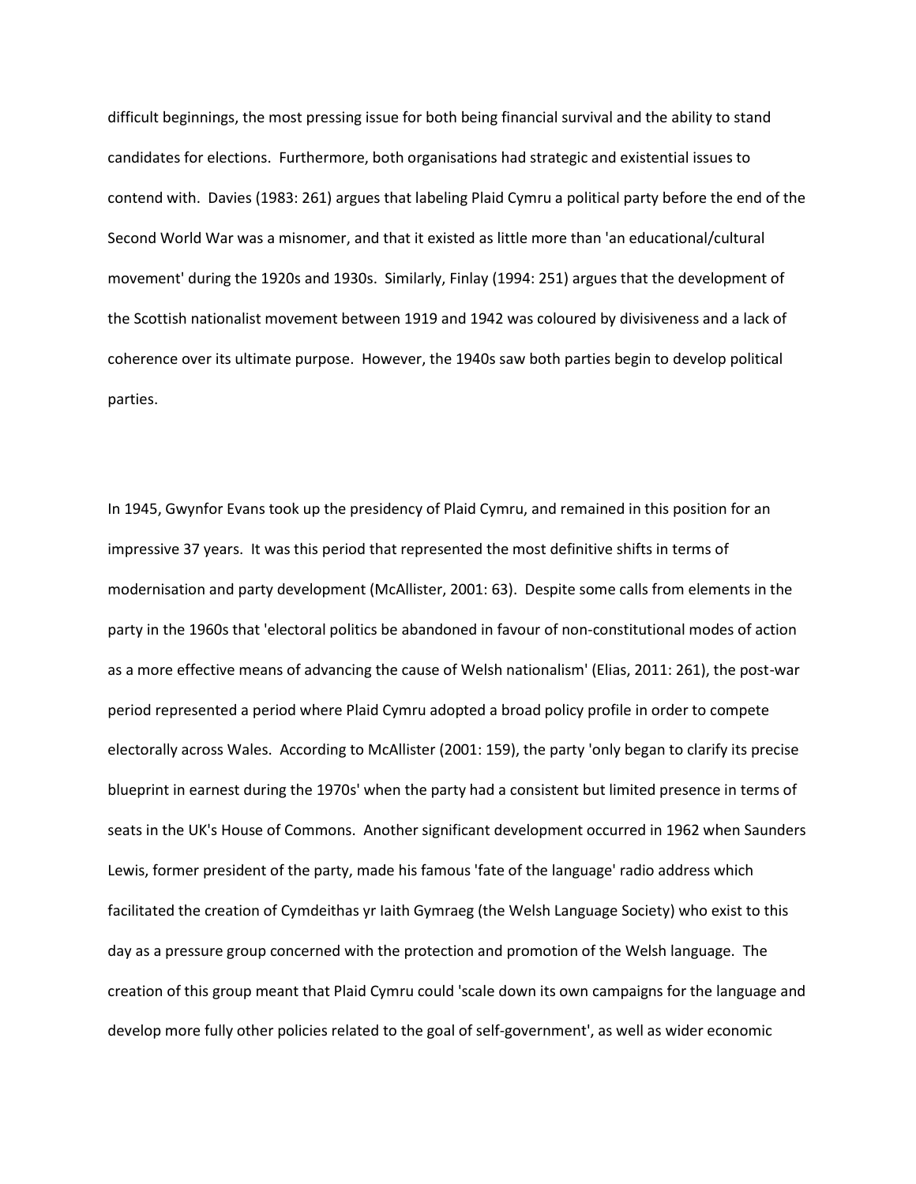difficult beginnings, the most pressing issue for both being financial survival and the ability to stand candidates for elections. Furthermore, both organisations had strategic and existential issues to contend with. Davies (1983: 261) argues that labeling Plaid Cymru a political party before the end of the Second World War was a misnomer, and that it existed as little more than 'an educational/cultural movement' during the 1920s and 1930s. Similarly, Finlay (1994: 251) argues that the development of the Scottish nationalist movement between 1919 and 1942 was coloured by divisiveness and a lack of coherence over its ultimate purpose. However, the 1940s saw both parties begin to develop political parties.

In 1945, Gwynfor Evans took up the presidency of Plaid Cymru, and remained in this position for an impressive 37 years. It was this period that represented the most definitive shifts in terms of modernisation and party development (McAllister, 2001: 63). Despite some calls from elements in the party in the 1960s that 'electoral politics be abandoned in favour of non-constitutional modes of action as a more effective means of advancing the cause of Welsh nationalism' (Elias, 2011: 261), the post-war period represented a period where Plaid Cymru adopted a broad policy profile in order to compete electorally across Wales. According to McAllister (2001: 159), the party 'only began to clarify its precise blueprint in earnest during the 1970s' when the party had a consistent but limited presence in terms of seats in the UK's House of Commons. Another significant development occurred in 1962 when Saunders Lewis, former president of the party, made his famous 'fate of the language' radio address which facilitated the creation of Cymdeithas yr Iaith Gymraeg (the Welsh Language Society) who exist to this day as a pressure group concerned with the protection and promotion of the Welsh language. The creation of this group meant that Plaid Cymru could 'scale down its own campaigns for the language and develop more fully other policies related to the goal of self-government', as well as wider economic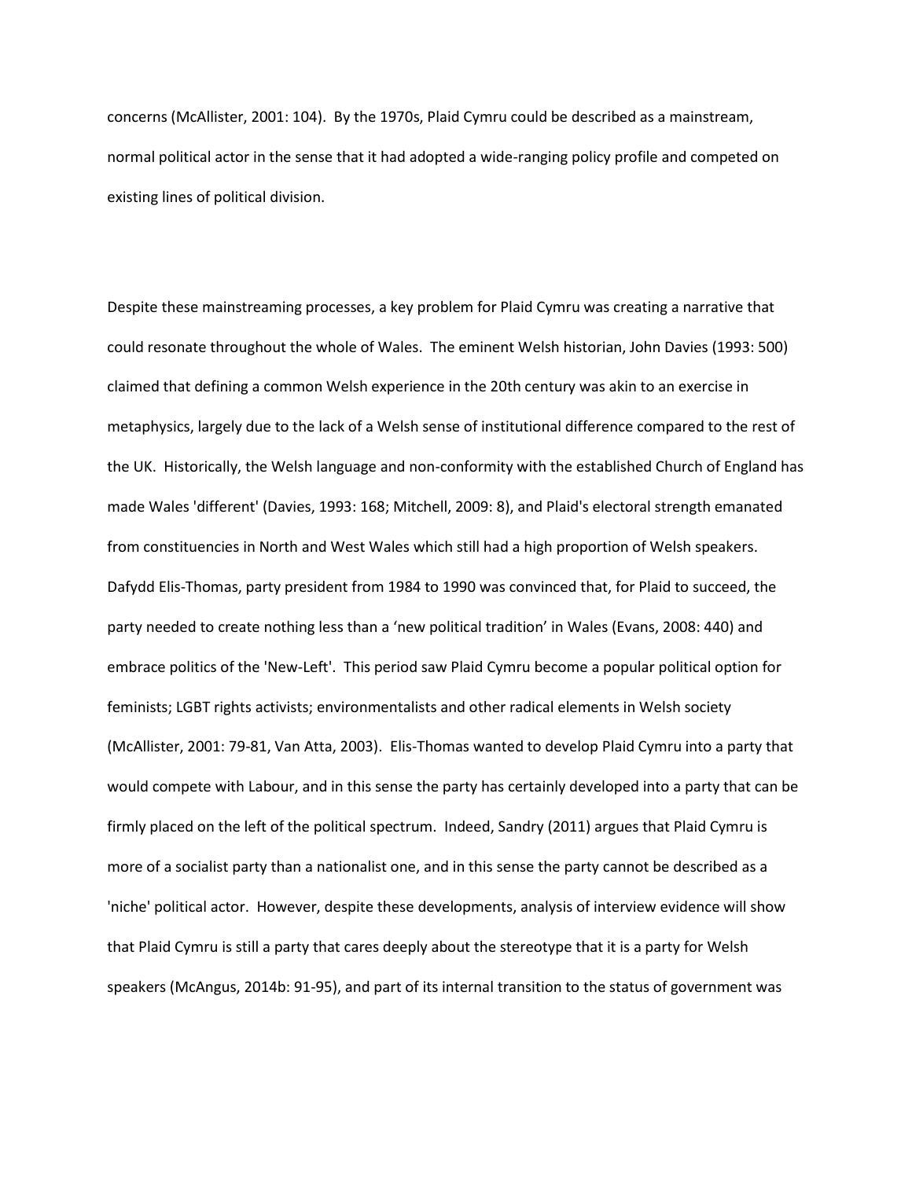concerns (McAllister, 2001: 104). By the 1970s, Plaid Cymru could be described as a mainstream, normal political actor in the sense that it had adopted a wide-ranging policy profile and competed on existing lines of political division.

Despite these mainstreaming processes, a key problem for Plaid Cymru was creating a narrative that could resonate throughout the whole of Wales. The eminent Welsh historian, John Davies (1993: 500) claimed that defining a common Welsh experience in the 20th century was akin to an exercise in metaphysics, largely due to the lack of a Welsh sense of institutional difference compared to the rest of the UK. Historically, the Welsh language and non-conformity with the established Church of England has made Wales 'different' (Davies, 1993: 168; Mitchell, 2009: 8), and Plaid's electoral strength emanated from constituencies in North and West Wales which still had a high proportion of Welsh speakers. Dafydd Elis-Thomas, party president from 1984 to 1990 was convinced that, for Plaid to succeed, the party needed to create nothing less than a 'new political tradition' in Wales (Evans, 2008: 440) and embrace politics of the 'New-Left'. This period saw Plaid Cymru become a popular political option for feminists; LGBT rights activists; environmentalists and other radical elements in Welsh society (McAllister, 2001: 79-81, Van Atta, 2003). Elis-Thomas wanted to develop Plaid Cymru into a party that would compete with Labour, and in this sense the party has certainly developed into a party that can be firmly placed on the left of the political spectrum. Indeed, Sandry (2011) argues that Plaid Cymru is more of a socialist party than a nationalist one, and in this sense the party cannot be described as a 'niche' political actor. However, despite these developments, analysis of interview evidence will show that Plaid Cymru is still a party that cares deeply about the stereotype that it is a party for Welsh speakers (McAngus, 2014b: 91-95), and part of its internal transition to the status of government was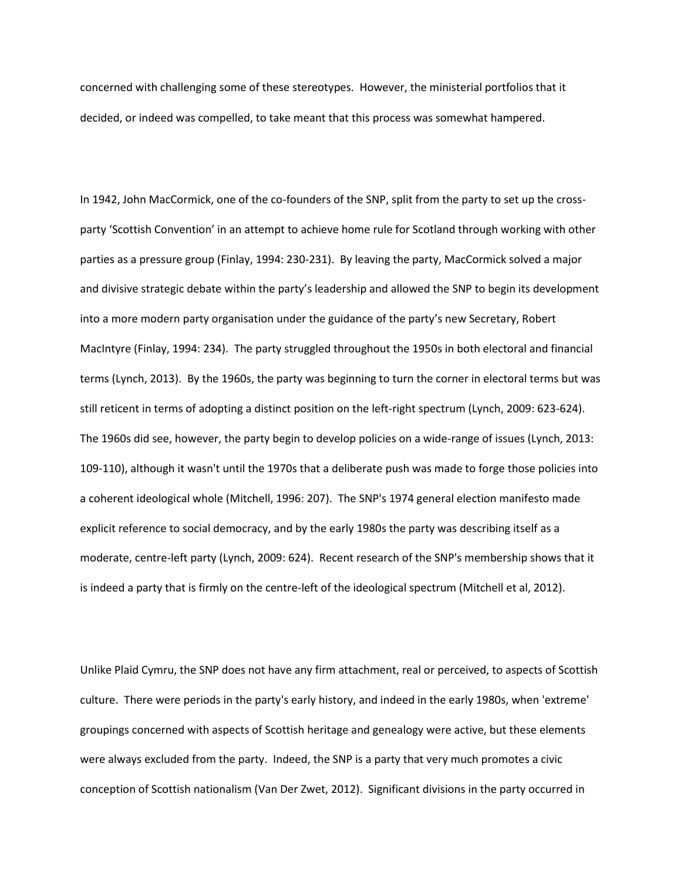concerned with challenging some of these stereotypes. However, the ministerial portfolios that it decided, or indeed was compelled, to take meant that this process was somewhat hampered.

In 1942, John MacCormick, one of the co-founders of the SNP, split from the party to set up the cross-party 'Scottish Convention' in an attempt to achieve home rule for Scotland through working with other parties as a pressure group (Finlay, 1994: 230-231). By leaving the party, MacCormick solved a major and divisive strategic debate within the party's leadership and allowed the SNP to begin its development into a more modern party organisation under the guidance of the party's new Secretary, Robert MacIntyre (Finlay, 1994: 234). The party struggled throughout the 1950s in both electoral and financial terms (Lynch, 2013). By the 1960s, the party was beginning to turn the corner in electoral terms but was still reticent in terms of adopting a distinct position on the left-right spectrum (Lynch, 2009: 623-624). The 1960s did see, however, the party begin to develop policies on a wide-range of issues (Lynch, 2013: 109-110), although it wasn't until the 1970s that a deliberate push was made to forge those policies into a coherent ideological whole (Mitchell, 1996: 207). The SNP's 1974 general election manifesto made explicit reference to social democracy, and by the early 1980s the party was describing itself as a moderate, centre-left party (Lynch, 2009: 624). Recent research of the SNP's membership shows that it is indeed a party that is firmly on the centre-left of the ideological spectrum (Mitchell et al, 2012).

Unlike Plaid Cymru, the SNP does not have any firm attachment, real or perceived, to aspects of Scottish culture. There were periods in the party's early history, and indeed in the early 1980s, when 'extreme' groupings concerned with aspects of Scottish heritage and genealogy were active, but these elements were always excluded from the party. Indeed, the SNP is a party that very much promotes a civic conception of Scottish nationalism (Van Der Zwet, 2012). Significant divisions in the party occurred in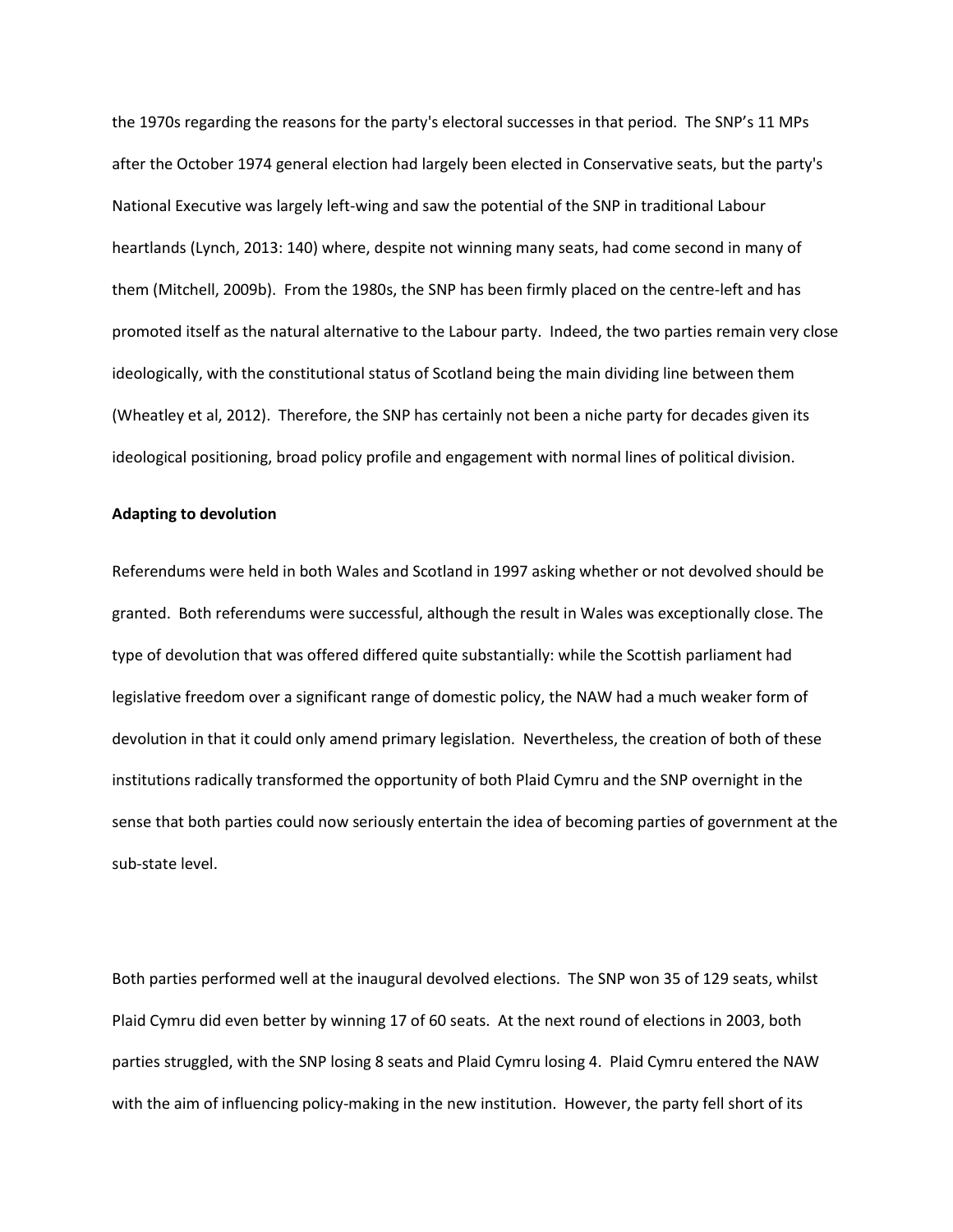the 1970s regarding the reasons for the party's electoral successes in that period. The SNP's 11 MPs after the October 1974 general election had largely been elected in Conservative seats, but the party's National Executive was largely left-wing and saw the potential of the SNP in traditional Labour heartlands (Lynch, 2013: 140) where, despite not winning many seats, had come second in many of them (Mitchell, 2009b). From the 1980s, the SNP has been firmly placed on the centre-left and has promoted itself as the natural alternative to the Labour party. Indeed, the two parties remain very close ideologically, with the constitutional status of Scotland being the main dividing line between them (Wheatley et al, 2012). Therefore, the SNP has certainly not been a niche party for decades given its ideological positioning, broad policy profile and engagement with normal lines of political division.

**Adapting to devolution**

Referendums were held in both Wales and Scotland in 1997 asking whether or not devolved should be granted. Both referendums were successful, although the result in Wales was exceptionally close. The type of devolution that was offered differed quite substantially: while the Scottish parliament had legislative freedom over a significant range of domestic policy, the NAW had a much weaker form of devolution in that it could only amend primary legislation. Nevertheless, the creation of both of these institutions radically transformed the opportunity of both Plaid Cymru and the SNP overnight in the sense that both parties could now seriously entertain the idea of becoming parties of government at the sub-state level.

Both parties performed well at the inaugural devolved elections. The SNP won 35 of 129 seats, whilst Plaid Cymru did even better by winning 17 of 60 seats. At the next round of elections in 2003, both parties struggled, with the SNP losing 8 seats and Plaid Cymru losing 4. Plaid Cymru entered the NAW with the aim of influencing policy-making in the new institution. However, the party fell short of its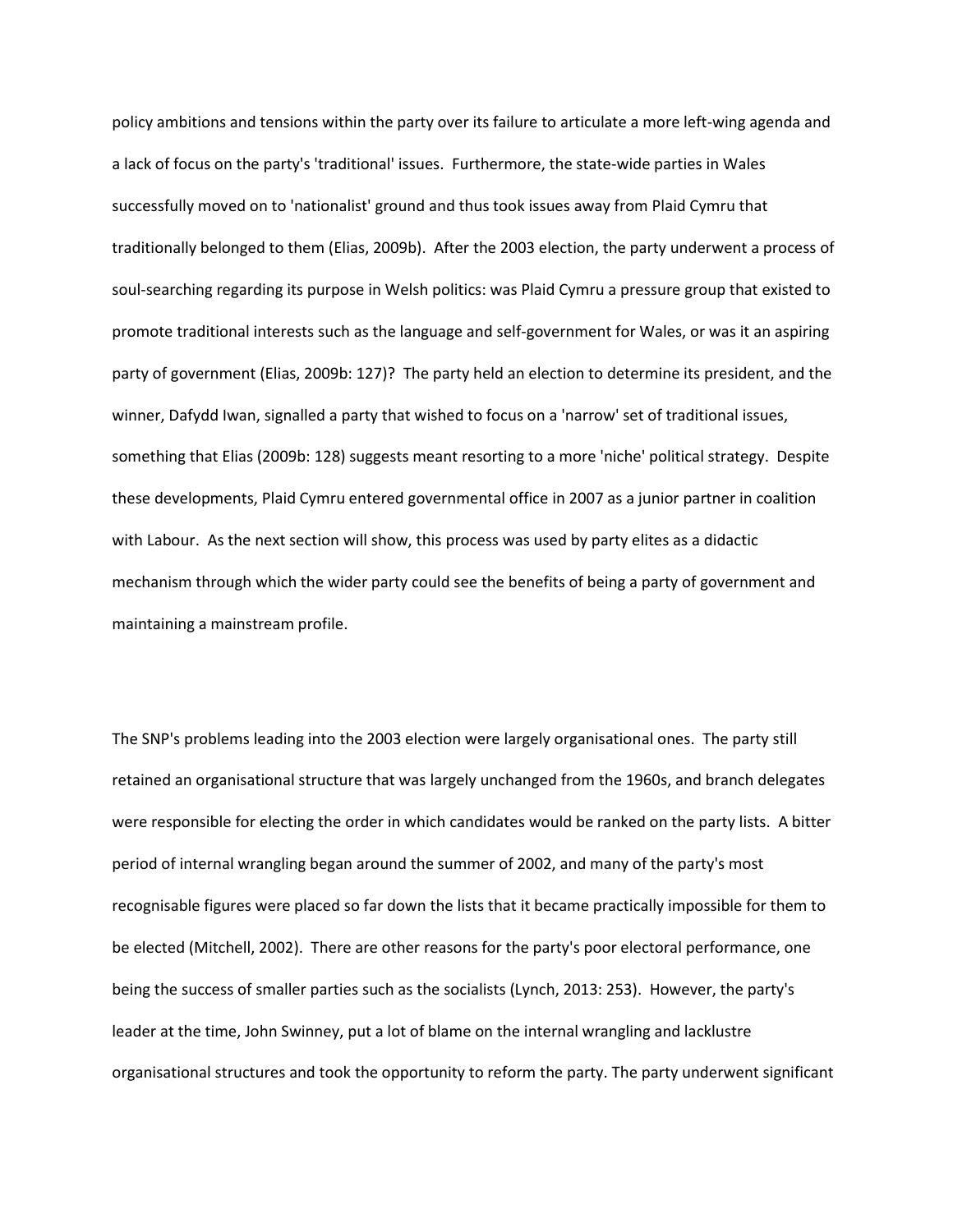policy ambitions and tensions within the party over its failure to articulate a more left-wing agenda and a lack of focus on the party's 'traditional' issues. Furthermore, the state-wide parties in Wales successfully moved on to 'nationalist' ground and thus took issues away from Plaid Cymru that traditionally belonged to them (Elias, 2009b). After the 2003 election, the party underwent a process of soul-searching regarding its purpose in Welsh politics: was Plaid Cymru a pressure group that existed to promote traditional interests such as the language and self-government for Wales, or was it an aspiring party of government (Elias, 2009b: 127)? The party held an election to determine its president, and the winner, Dafydd Iwan, signalled a party that wished to focus on a 'narrow' set of traditional issues, something that Elias (2009b: 128) suggests meant resorting to a more 'niche' political strategy. Despite these developments, Plaid Cymru entered governmental office in 2007 as a junior partner in coalition with Labour. As the next section will show, this process was used by party elites as a didactic mechanism through which the wider party could see the benefits of being a party of government and maintaining a mainstream profile.

The SNP's problems leading into the 2003 election were largely organisational ones. The party still retained an organisational structure that was largely unchanged from the 1960s, and branch delegates were responsible for electing the order in which candidates would be ranked on the party lists. A bitter period of internal wrangling began around the summer of 2002, and many of the party's most recognisable figures were placed so far down the lists that it became practically impossible for them to be elected (Mitchell, 2002). There are other reasons for the party's poor electoral performance, one being the success of smaller parties such as the socialists (Lynch, 2013: 253). However, the party's leader at the time, John Swinney, put a lot of blame on the internal wrangling and lacklustre organisational structures and took the opportunity to reform the party. The party underwent significant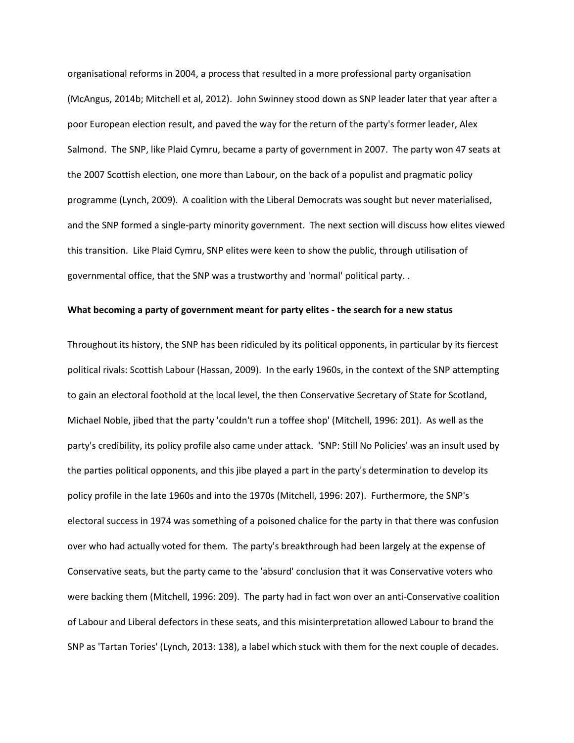organisational reforms in 2004, a process that resulted in a more professional party organisation (McAngus, 2014b; Mitchell et al, 2012). John Swinney stood down as SNP leader later that year after a poor European election result, and paved the way for the return of the party's former leader, Alex Salmond. The SNP, like Plaid Cymru, became a party of government in 2007. The party won 47 seats at the 2007 Scottish election, one more than Labour, on the back of a populist and pragmatic policy programme (Lynch, 2009). A coalition with the Liberal Democrats was sought but never materialised, and the SNP formed a single-party minority government. The next section will discuss how elites viewed this transition. Like Plaid Cymru, SNP elites were keen to show the public, through utilisation of governmental office, that the SNP was a trustworthy and 'normal' political party. .

**What becoming a party of government meant for party elites - the search for a new status**

Throughout its history, the SNP has been ridiculed by its political opponents, in particular by its fiercest political rivals: Scottish Labour (Hassan, 2009). In the early 1960s, in the context of the SNP attempting to gain an electoral foothold at the local level, the then Conservative Secretary of State for Scotland, Michael Noble, jibed that the party 'couldn't run a toffee shop' (Mitchell, 1996: 201). As well as the party's credibility, its policy profile also came under attack. 'SNP: Still No Policies' was an insult used by the parties political opponents, and this jibe played a part in the party's determination to develop its policy profile in the late 1960s and into the 1970s (Mitchell, 1996: 207). Furthermore, the SNP's electoral success in 1974 was something of a poisoned chalice for the party in that there was confusion over who had actually voted for them. The party's breakthrough had been largely at the expense of Conservative seats, but the party came to the 'absurd' conclusion that it was Conservative voters who were backing them (Mitchell, 1996: 209). The party had in fact won over an anti-Conservative coalition of Labour and Liberal defectors in these seats, and this misinterpretation allowed Labour to brand the SNP as 'Tartan Tories' (Lynch, 2013: 138), a label which stuck with them for the next couple of decades.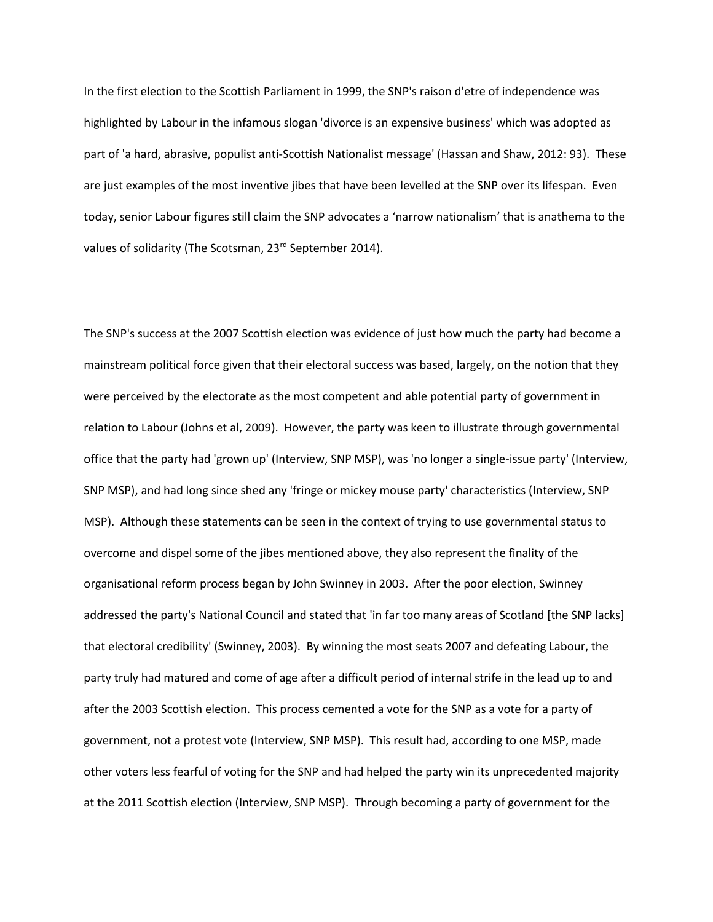In the first election to the Scottish Parliament in 1999, the SNP's raison d'etre of independence was highlighted by Labour in the infamous slogan 'divorce is an expensive business' which was adopted as part of 'a hard, abrasive, populist anti-Scottish Nationalist message' (Hassan and Shaw, 2012: 93). These are just examples of the most inventive jibes that have been levelled at the SNP over its lifespan. Even today, senior Labour figures still claim the SNP advocates a 'narrow nationalism' that is anathema to the values of solidarity (The Scotsman, 23rd September 2014).

The SNP's success at the 2007 Scottish election was evidence of just how much the party had become a mainstream political force given that their electoral success was based, largely, on the notion that they were perceived by the electorate as the most competent and able potential party of government in relation to Labour (Johns et al, 2009). However, the party was keen to illustrate through governmental office that the party had 'grown up' (Interview, SNP MSP), was 'no longer a single-issue party' (Interview, SNP MSP), and had long since shed any 'fringe or mickey mouse party' characteristics (Interview, SNP MSP). Although these statements can be seen in the context of trying to use governmental status to overcome and dispel some of the jibes mentioned above, they also represent the finality of the organisational reform process began by John Swinney in 2003. After the poor election, Swinney addressed the party's National Council and stated that 'in far too many areas of Scotland [the SNP lacks] that electoral credibility' (Swinney, 2003). By winning the most seats 2007 and defeating Labour, the party truly had matured and come of age after a difficult period of internal strife in the lead up to and after the 2003 Scottish election. This process cemented a vote for the SNP as a vote for a party of government, not a protest vote (Interview, SNP MSP). This result had, according to one MSP, made other voters less fearful of voting for the SNP and had helped the party win its unprecedented majority at the 2011 Scottish election (Interview, SNP MSP). Through becoming a party of government for the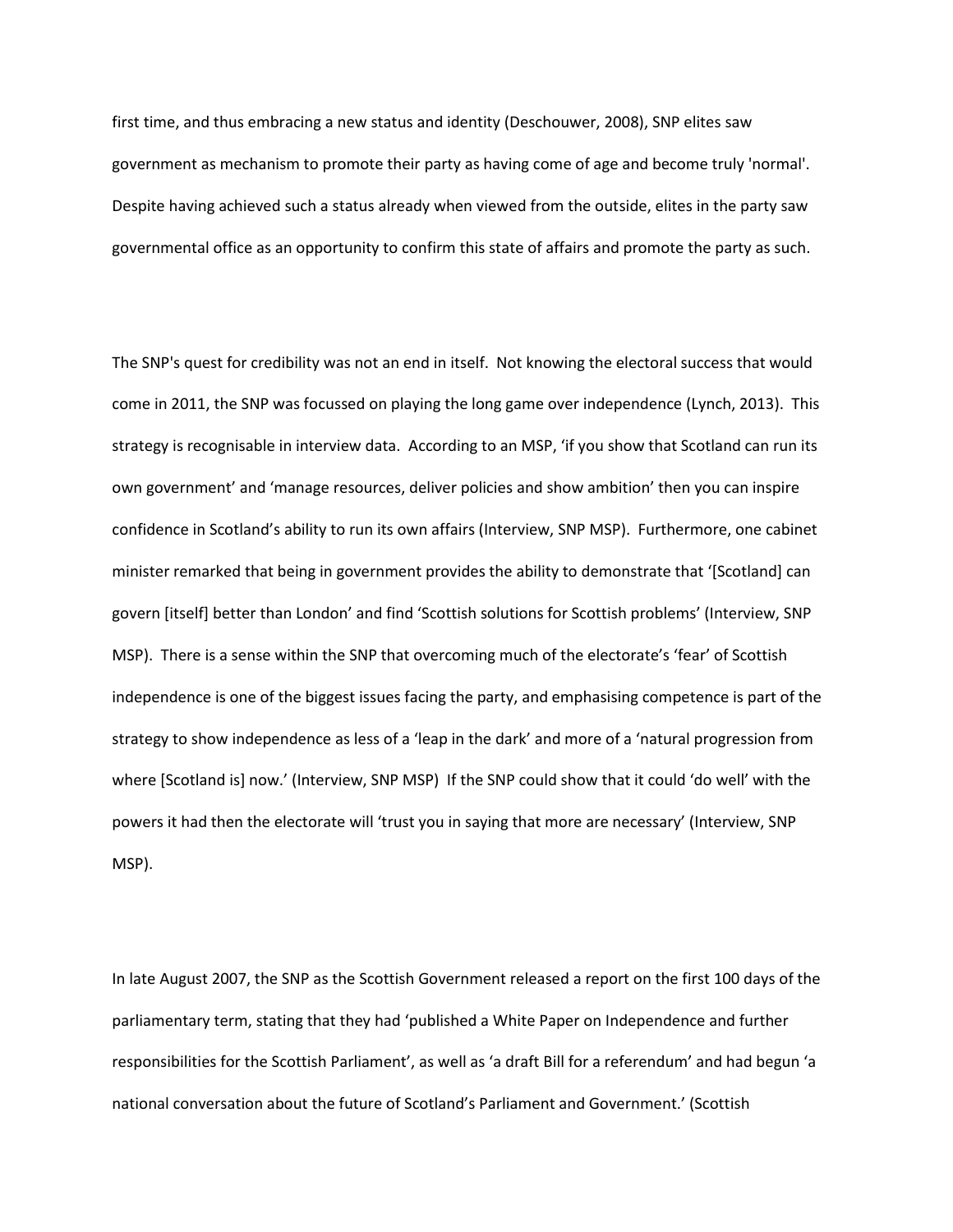first time, and thus embracing a new status and identity (Deschouwer, 2008), SNP elites saw government as mechanism to promote their party as having come of age and become truly 'normal'. Despite having achieved such a status already when viewed from the outside, elites in the party saw governmental office as an opportunity to confirm this state of affairs and promote the party as such.

The SNP's quest for credibility was not an end in itself. Not knowing the electoral success that would come in 2011, the SNP was focussed on playing the long game over independence (Lynch, 2013). This strategy is recognisable in interview data. According to an MSP, 'if you show that Scotland can run its own government' and 'manage resources, deliver policies and show ambition' then you can inspire confidence in Scotland's ability to run its own affairs (Interview, SNP MSP). Furthermore, one cabinet minister remarked that being in government provides the ability to demonstrate that '[Scotland] can govern [itself] better than London' and find 'Scottish solutions for Scottish problems' (Interview, SNP MSP). There is a sense within the SNP that overcoming much of the electorate's 'fear' of Scottish independence is one of the biggest issues facing the party, and emphasising competence is part of the strategy to show independence as less of a 'leap in the dark' and more of a 'natural progression from where [Scotland is] now.' (Interview, SNP MSP) If the SNP could show that it could 'do well' with the powers it had then the electorate will 'trust you in saying that more are necessary' (Interview, SNP MSP).

In late August 2007, the SNP as the Scottish Government released a report on the first 100 days of the parliamentary term, stating that they had 'published a White Paper on Independence and further responsibilities for the Scottish Parliament', as well as 'a draft Bill for a referendum' and had begun 'a national conversation about the future of Scotland's Parliament and Government.' (Scottish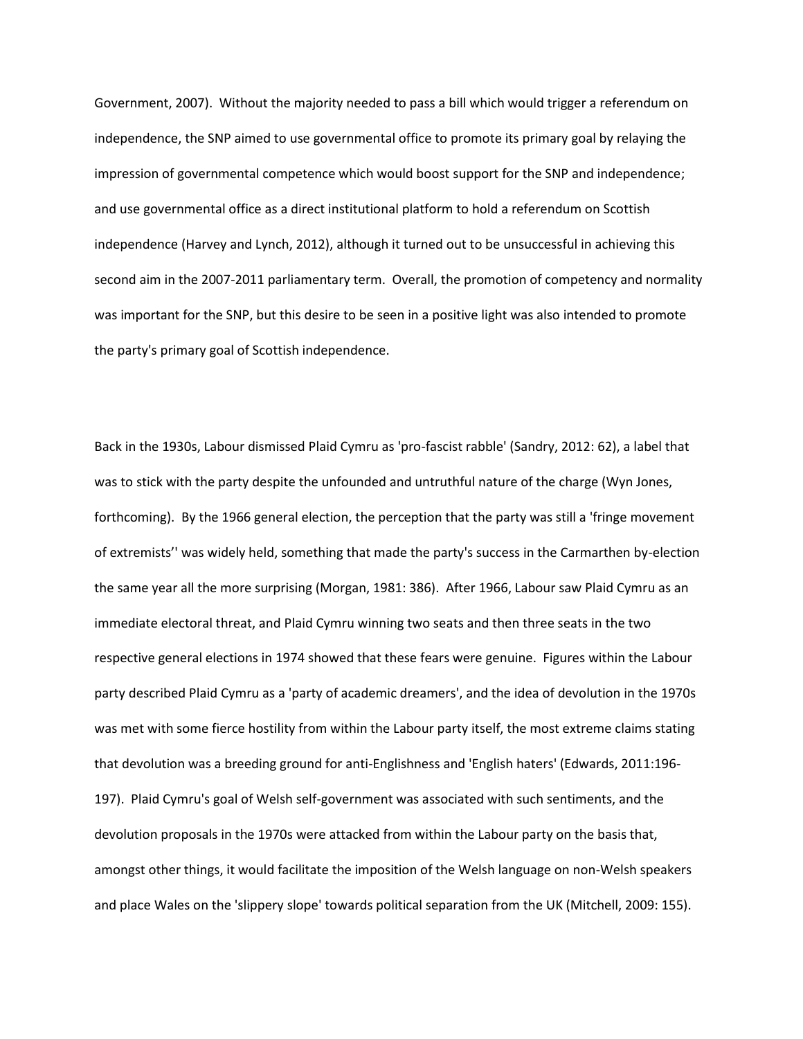Government, 2007). Without the majority needed to pass a bill which would trigger a referendum on independence, the SNP aimed to use governmental office to promote its primary goal by relaying the impression of governmental competence which would boost support for the SNP and independence; and use governmental office as a direct institutional platform to hold a referendum on Scottish independence (Harvey and Lynch, 2012), although it turned out to be unsuccessful in achieving this second aim in the 2007-2011 parliamentary term. Overall, the promotion of competency and normality was important for the SNP, but this desire to be seen in a positive light was also intended to promote the party's primary goal of Scottish independence.

Back in the 1930s, Labour dismissed Plaid Cymru as 'pro-fascist rabble' (Sandry, 2012: 62), a label that was to stick with the party despite the unfounded and untruthful nature of the charge (Wyn Jones, forthcoming). By the 1966 general election, the perception that the party was still a 'fringe movement of extremists'' was widely held, something that made the party's success in the Carmarthen by-election the same year all the more surprising (Morgan, 1981: 386). After 1966, Labour saw Plaid Cymru as an immediate electoral threat, and Plaid Cymru winning two seats and then three seats in the two respective general elections in 1974 showed that these fears were genuine. Figures within the Labour party described Plaid Cymru as a 'party of academic dreamers', and the idea of devolution in the 1970s was met with some fierce hostility from within the Labour party itself, the most extreme claims stating that devolution was a breeding ground for anti-Englishness and 'English haters' (Edwards, 2011:196-197). Plaid Cymru's goal of Welsh self-government was associated with such sentiments, and the devolution proposals in the 1970s were attacked from within the Labour party on the basis that, amongst other things, it would facilitate the imposition of the Welsh language on non-Welsh speakers and place Wales on the 'slippery slope' towards political separation from the UK (Mitchell, 2009: 155).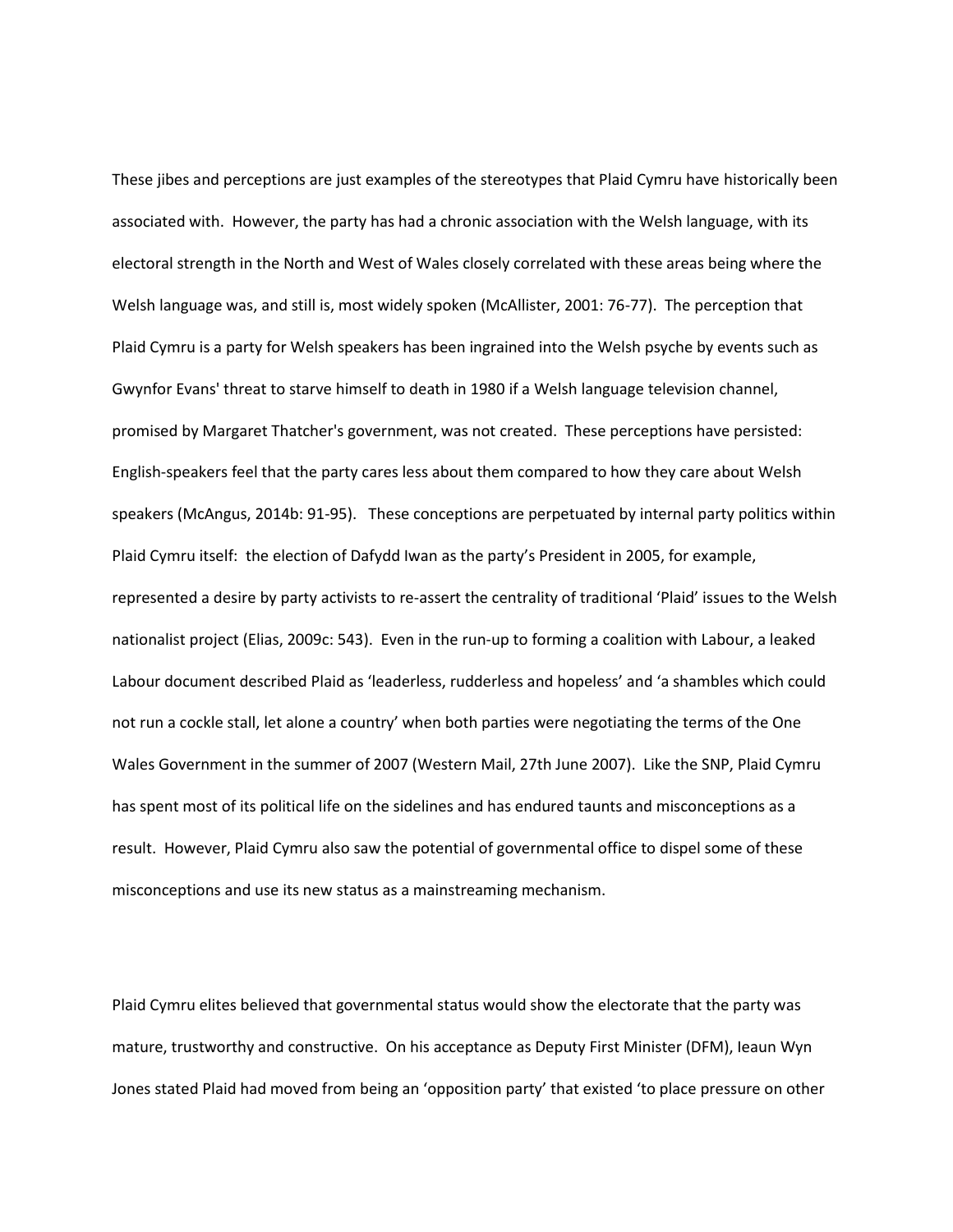These jibes and perceptions are just examples of the stereotypes that Plaid Cymru have historically been associated with. However, the party has had a chronic association with the Welsh language, with its electoral strength in the North and West of Wales closely correlated with these areas being where the Welsh language was, and still is, most widely spoken (McAllister, 2001: 76-77). The perception that Plaid Cymru is a party for Welsh speakers has been ingrained into the Welsh psyche by events such as Gwynfor Evans' threat to starve himself to death in 1980 if a Welsh language television channel, promised by Margaret Thatcher's government, was not created. These perceptions have persisted: English-speakers feel that the party cares less about them compared to how they care about Welsh speakers (McAngus, 2014b: 91-95). These conceptions are perpetuated by internal party politics within Plaid Cymru itself: the election of Dafydd Iwan as the party's President in 2005, for example, represented a desire by party activists to re-assert the centrality of traditional 'Plaid' issues to the Welsh nationalist project (Elias, 2009c: 543). Even in the run-up to forming a coalition with Labour, a leaked Labour document described Plaid as 'leaderless, rudderless and hopeless' and 'a shambles which could not run a cockle stall, let alone a country' when both parties were negotiating the terms of the One Wales Government in the summer of 2007 (Western Mail, 27th June 2007). Like the SNP, Plaid Cymru has spent most of its political life on the sidelines and has endured taunts and misconceptions as a result. However, Plaid Cymru also saw the potential of governmental office to dispel some of these misconceptions and use its new status as a mainstreaming mechanism.

Plaid Cymru elites believed that governmental status would show the electorate that the party was mature, trustworthy and constructive. On his acceptance as Deputy First Minister (DFM), Ieaun Wyn Jones stated Plaid had moved from being an 'opposition party' that existed 'to place pressure on other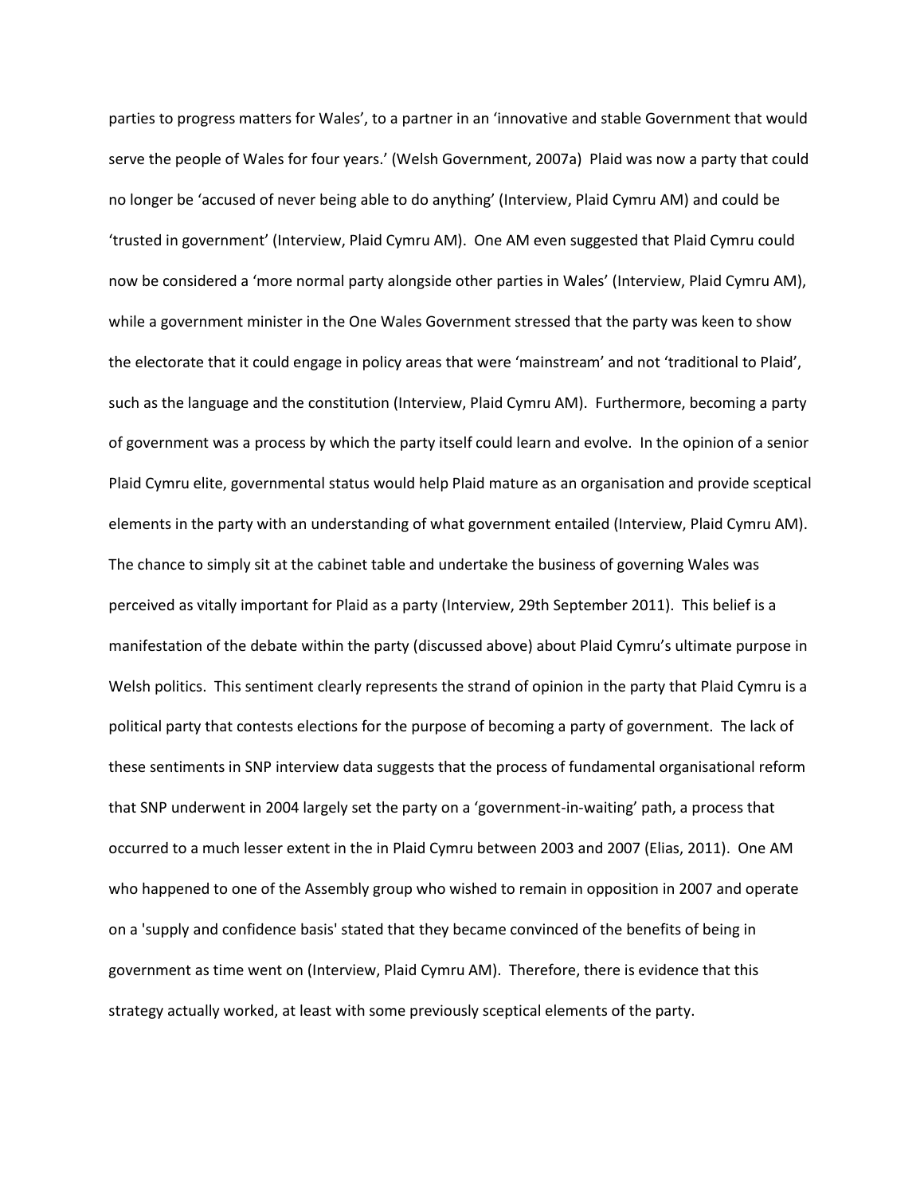parties to progress matters for Wales', to a partner in an 'innovative and stable Government that would serve the people of Wales for four years.' (Welsh Government, 2007a) Plaid was now a party that could no longer be 'accused of never being able to do anything' (Interview, Plaid Cymru AM) and could be 'trusted in government' (Interview, Plaid Cymru AM). One AM even suggested that Plaid Cymru could now be considered a 'more normal party alongside other parties in Wales' (Interview, Plaid Cymru AM), while a government minister in the One Wales Government stressed that the party was keen to show the electorate that it could engage in policy areas that were 'mainstream' and not 'traditional to Plaid', such as the language and the constitution (Interview, Plaid Cymru AM). Furthermore, becoming a party of government was a process by which the party itself could learn and evolve. In the opinion of a senior Plaid Cymru elite, governmental status would help Plaid mature as an organisation and provide sceptical elements in the party with an understanding of what government entailed (Interview, Plaid Cymru AM). The chance to simply sit at the cabinet table and undertake the business of governing Wales was perceived as vitally important for Plaid as a party (Interview, 29th September 2011). This belief is a manifestation of the debate within the party (discussed above) about Plaid Cymru's ultimate purpose in Welsh politics. This sentiment clearly represents the strand of opinion in the party that Plaid Cymru is a political party that contests elections for the purpose of becoming a party of government. The lack of these sentiments in SNP interview data suggests that the process of fundamental organisational reform that SNP underwent in 2004 largely set the party on a 'government-in-waiting' path, a process that occurred to a much lesser extent in the in Plaid Cymru between 2003 and 2007 (Elias, 2011). One AM who happened to one of the Assembly group who wished to remain in opposition in 2007 and operate on a 'supply and confidence basis' stated that they became convinced of the benefits of being in government as time went on (Interview, Plaid Cymru AM). Therefore, there is evidence that this strategy actually worked, at least with some previously sceptical elements of the party.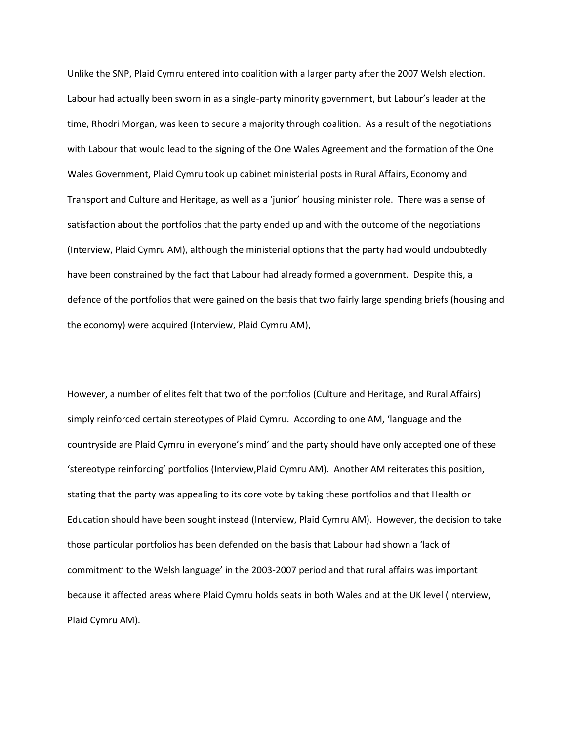Unlike the SNP, Plaid Cymru entered into coalition with a larger party after the 2007 Welsh election. Labour had actually been sworn in as a single-party minority government, but Labour's leader at the time, Rhodri Morgan, was keen to secure a majority through coalition. As a result of the negotiations with Labour that would lead to the signing of the One Wales Agreement and the formation of the One Wales Government, Plaid Cymru took up cabinet ministerial posts in Rural Affairs, Economy and Transport and Culture and Heritage, as well as a 'junior' housing minister role. There was a sense of satisfaction about the portfolios that the party ended up and with the outcome of the negotiations (Interview, Plaid Cymru AM), although the ministerial options that the party had would undoubtedly have been constrained by the fact that Labour had already formed a government. Despite this, a defence of the portfolios that were gained on the basis that two fairly large spending briefs (housing and the economy) were acquired (Interview, Plaid Cymru AM),

However, a number of elites felt that two of the portfolios (Culture and Heritage, and Rural Affairs) simply reinforced certain stereotypes of Plaid Cymru. According to one AM, 'language and the countryside are Plaid Cymru in everyone's mind' and the party should have only accepted one of these 'stereotype reinforcing' portfolios (Interview,Plaid Cymru AM). Another AM reiterates this position, stating that the party was appealing to its core vote by taking these portfolios and that Health or Education should have been sought instead (Interview, Plaid Cymru AM). However, the decision to take those particular portfolios has been defended on the basis that Labour had shown a 'lack of commitment' to the Welsh language' in the 2003-2007 period and that rural affairs was important because it affected areas where Plaid Cymru holds seats in both Wales and at the UK level (Interview, Plaid Cymru AM).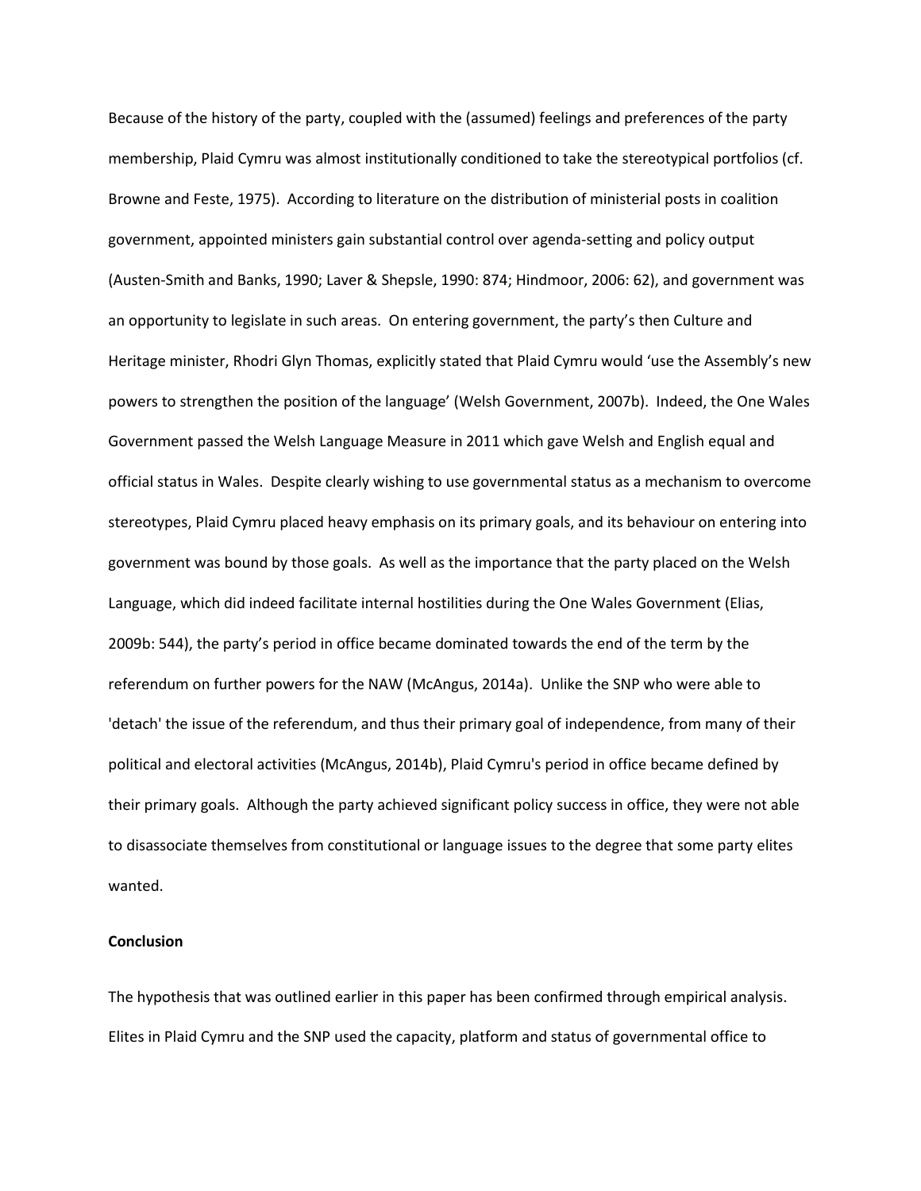Because of the history of the party, coupled with the (assumed) feelings and preferences of the party membership, Plaid Cymru was almost institutionally conditioned to take the stereotypical portfolios (cf. Browne and Feste, 1975). According to literature on the distribution of ministerial posts in coalition government, appointed ministers gain substantial control over agenda-setting and policy output (Austen-Smith and Banks, 1990; Laver & Shepsle, 1990: 874; Hindmoor, 2006: 62), and government was an opportunity to legislate in such areas. On entering government, the party's then Culture and Heritage minister, Rhodri Glyn Thomas, explicitly stated that Plaid Cymru would 'use the Assembly's new powers to strengthen the position of the language' (Welsh Government, 2007b). Indeed, the One Wales Government passed the Welsh Language Measure in 2011 which gave Welsh and English equal and official status in Wales. Despite clearly wishing to use governmental status as a mechanism to overcome stereotypes, Plaid Cymru placed heavy emphasis on its primary goals, and its behaviour on entering into government was bound by those goals. As well as the importance that the party placed on the Welsh Language, which did indeed facilitate internal hostilities during the One Wales Government (Elias, 2009b: 544), the party's period in office became dominated towards the end of the term by the referendum on further powers for the NAW (McAngus, 2014a). Unlike the SNP who were able to 'detach' the issue of the referendum, and thus their primary goal of independence, from many of their political and electoral activities (McAngus, 2014b), Plaid Cymru's period in office became defined by their primary goals. Although the party achieved significant policy success in office, they were not able to disassociate themselves from constitutional or language issues to the degree that some party elites wanted.

**Conclusion**

The hypothesis that was outlined earlier in this paper has been confirmed through empirical analysis. Elites in Plaid Cymru and the SNP used the capacity, platform and status of governmental office to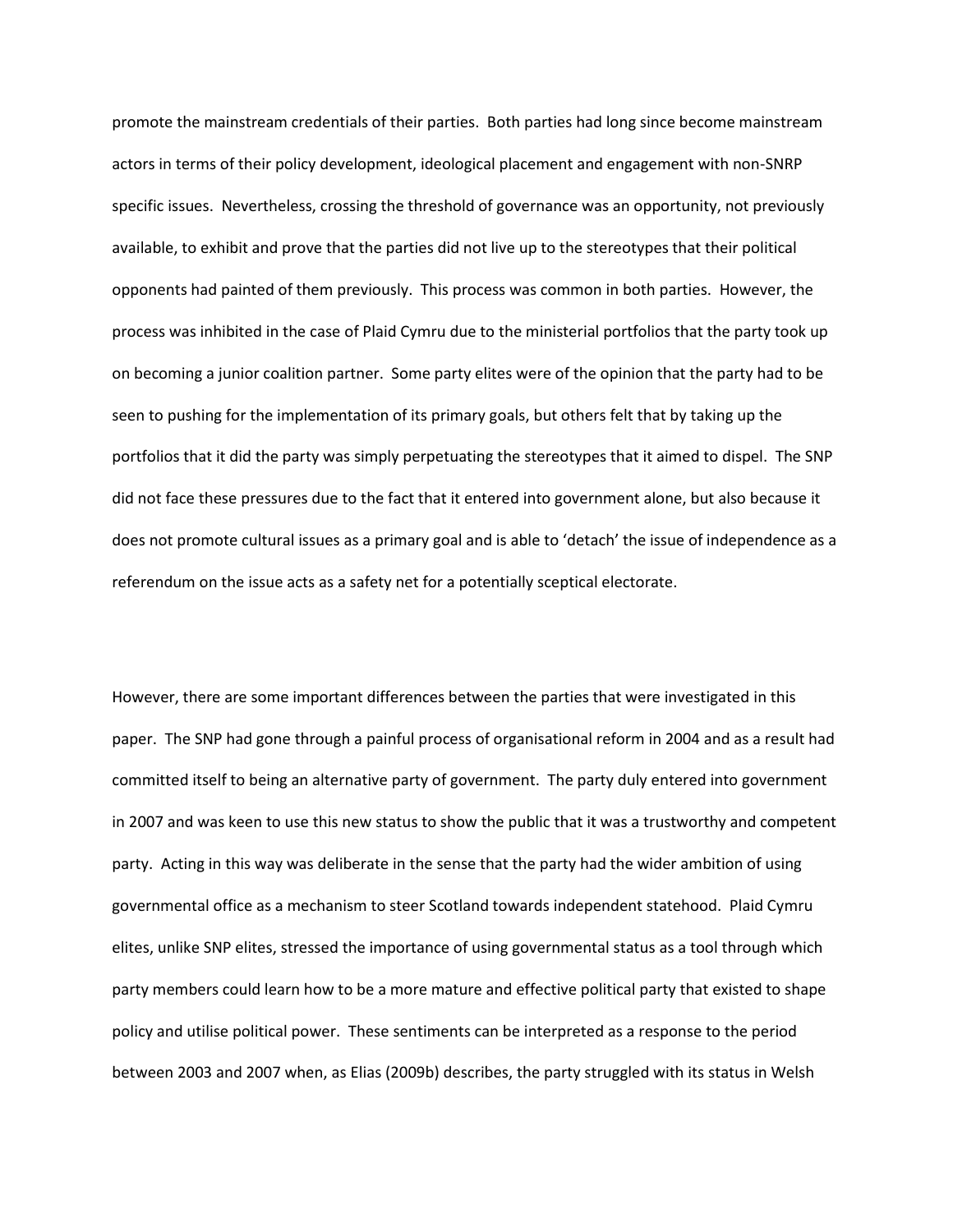promote the mainstream credentials of their parties. Both parties had long since become mainstream actors in terms of their policy development, ideological placement and engagement with non-SNRP specific issues. Nevertheless, crossing the threshold of governance was an opportunity, not previously available, to exhibit and prove that the parties did not live up to the stereotypes that their political opponents had painted of them previously. This process was common in both parties. However, the process was inhibited in the case of Plaid Cymru due to the ministerial portfolios that the party took up on becoming a junior coalition partner. Some party elites were of the opinion that the party had to be seen to pushing for the implementation of its primary goals, but others felt that by taking up the portfolios that it did the party was simply perpetuating the stereotypes that it aimed to dispel. The SNP did not face these pressures due to the fact that it entered into government alone, but also because it does not promote cultural issues as a primary goal and is able to 'detach' the issue of independence as a referendum on the issue acts as a safety net for a potentially sceptical electorate.

However, there are some important differences between the parties that were investigated in this paper. The SNP had gone through a painful process of organisational reform in 2004 and as a result had committed itself to being an alternative party of government. The party duly entered into government in 2007 and was keen to use this new status to show the public that it was a trustworthy and competent party. Acting in this way was deliberate in the sense that the party had the wider ambition of using governmental office as a mechanism to steer Scotland towards independent statehood. Plaid Cymru elites, unlike SNP elites, stressed the importance of using governmental status as a tool through which party members could learn how to be a more mature and effective political party that existed to shape policy and utilise political power. These sentiments can be interpreted as a response to the period between 2003 and 2007 when, as Elias (2009b) describes, the party struggled with its status in Welsh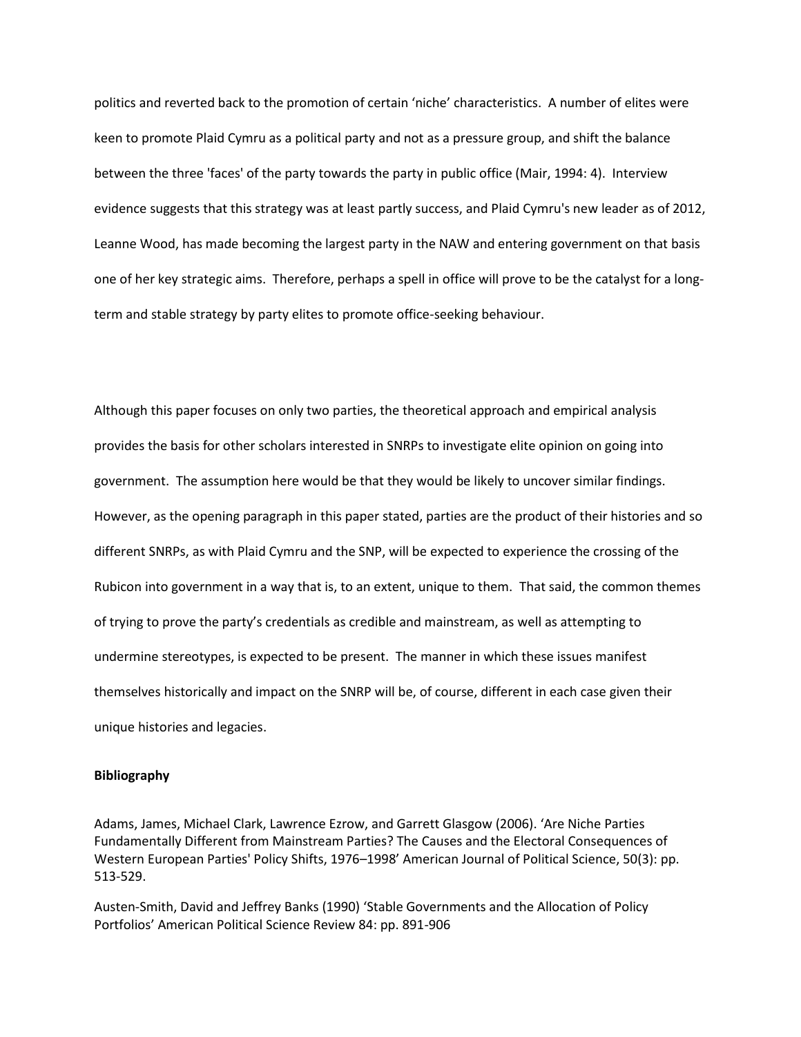politics and reverted back to the promotion of certain 'niche' characteristics. A number of elites were keen to promote Plaid Cymru as a political party and not as a pressure group, and shift the balance between the three 'faces' of the party towards the party in public office (Mair, 1994: 4). Interview evidence suggests that this strategy was at least partly success, and Plaid Cymru's new leader as of 2012, Leanne Wood, has made becoming the largest party in the NAW and entering government on that basis one of her key strategic aims. Therefore, perhaps a spell in office will prove to be the catalyst for a long-term and stable strategy by party elites to promote office-seeking behaviour.

Although this paper focuses on only two parties, the theoretical approach and empirical analysis provides the basis for other scholars interested in SNRPs to investigate elite opinion on going into government. The assumption here would be that they would be likely to uncover similar findings. However, as the opening paragraph in this paper stated, parties are the product of their histories and so different SNRPs, as with Plaid Cymru and the SNP, will be expected to experience the crossing of the Rubicon into government in a way that is, to an extent, unique to them. That said, the common themes of trying to prove the party's credentials as credible and mainstream, as well as attempting to undermine stereotypes, is expected to be present. The manner in which these issues manifest themselves historically and impact on the SNRP will be, of course, different in each case given their unique histories and legacies.

**Bibliography**

Adams, James, Michael Clark, Lawrence Ezrow, and Garrett Glasgow (2006). 'Are Niche Parties Fundamentally Different from Mainstream Parties? The Causes and the Electoral Consequences of Western European Parties' Policy Shifts, 1976–1998' American Journal of Political Science, 50(3): pp. 513-529.

Austen-Smith, David and Jeffrey Banks (1990) 'Stable Governments and the Allocation of Policy Portfolios' American Political Science Review 84: pp. 891-906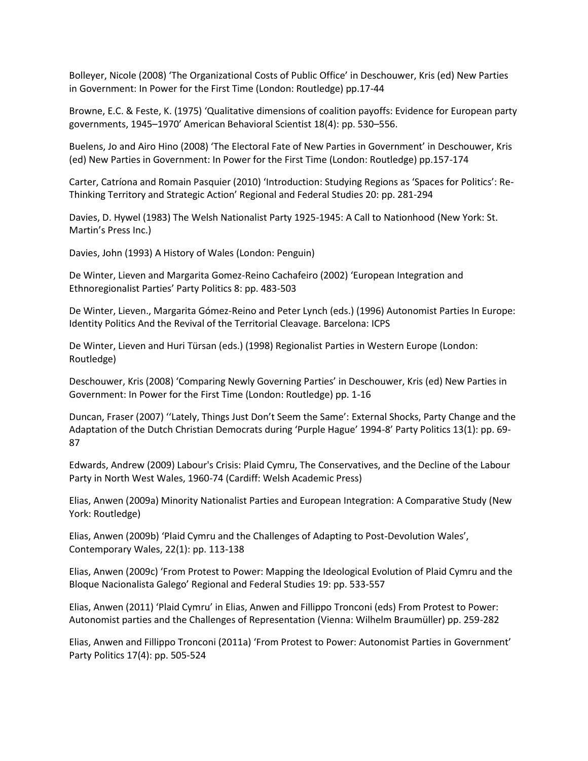Bolleyer, Nicole (2008) 'The Organizational Costs of Public Office' in Deschouwer, Kris (ed) New Parties in Government: In Power for the First Time (London: Routledge) pp.17-44

Browne, E.C. & Feste, K. (1975) 'Qualitative dimensions of coalition payoffs: Evidence for European party governments, 1945–1970' American Behavioral Scientist 18(4): pp. 530–556.

Buelens, Jo and Airo Hino (2008) 'The Electoral Fate of New Parties in Government' in Deschouwer, Kris (ed) New Parties in Government: In Power for the First Time (London: Routledge) pp.157-174

Carter, Catríona and Romain Pasquier (2010) 'Introduction: Studying Regions as 'Spaces for Politics': Re-Thinking Territory and Strategic Action' Regional and Federal Studies 20: pp. 281-294

Davies, D. Hywel (1983) The Welsh Nationalist Party 1925-1945: A Call to Nationhood (New York: St. Martin's Press Inc.)

Davies, John (1993) A History of Wales (London: Penguin)

De Winter, Lieven and Margarita Gomez-Reino Cachafeiro (2002) 'European Integration and Ethnoregionalist Parties' Party Politics 8: pp. 483-503

De Winter, Lieven., Margarita Gómez-Reino and Peter Lynch (eds.) (1996) Autonomist Parties In Europe: Identity Politics And the Revival of the Territorial Cleavage. Barcelona: ICPS

De Winter, Lieven and Huri Türsan (eds.) (1998) Regionalist Parties in Western Europe (London: Routledge)

Deschouwer, Kris (2008) 'Comparing Newly Governing Parties' in Deschouwer, Kris (ed) New Parties in Government: In Power for the First Time (London: Routledge) pp. 1-16

Duncan, Fraser (2007) ''Lately, Things Just Don't Seem the Same': External Shocks, Party Change and the Adaptation of the Dutch Christian Democrats during 'Purple Hague' 1994-8' Party Politics 13(1): pp. 69-87

Edwards, Andrew (2009) Labour's Crisis: Plaid Cymru, The Conservatives, and the Decline of the Labour Party in North West Wales, 1960-74 (Cardiff: Welsh Academic Press)

Elias, Anwen (2009a) Minority Nationalist Parties and European Integration: A Comparative Study (New York: Routledge)

Elias, Anwen (2009b) 'Plaid Cymru and the Challenges of Adapting to Post-Devolution Wales', Contemporary Wales, 22(1): pp. 113-138

Elias, Anwen (2009c) 'From Protest to Power: Mapping the Ideological Evolution of Plaid Cymru and the Bloque Nacionalista Galego' Regional and Federal Studies 19: pp. 533-557

Elias, Anwen (2011) 'Plaid Cymru' in Elias, Anwen and Fillippo Tronconi (eds) From Protest to Power: Autonomist parties and the Challenges of Representation (Vienna: Wilhelm Braumüller) pp. 259-282

Elias, Anwen and Fillippo Tronconi (2011a) 'From Protest to Power: Autonomist Parties in Government' Party Politics 17(4): pp. 505-524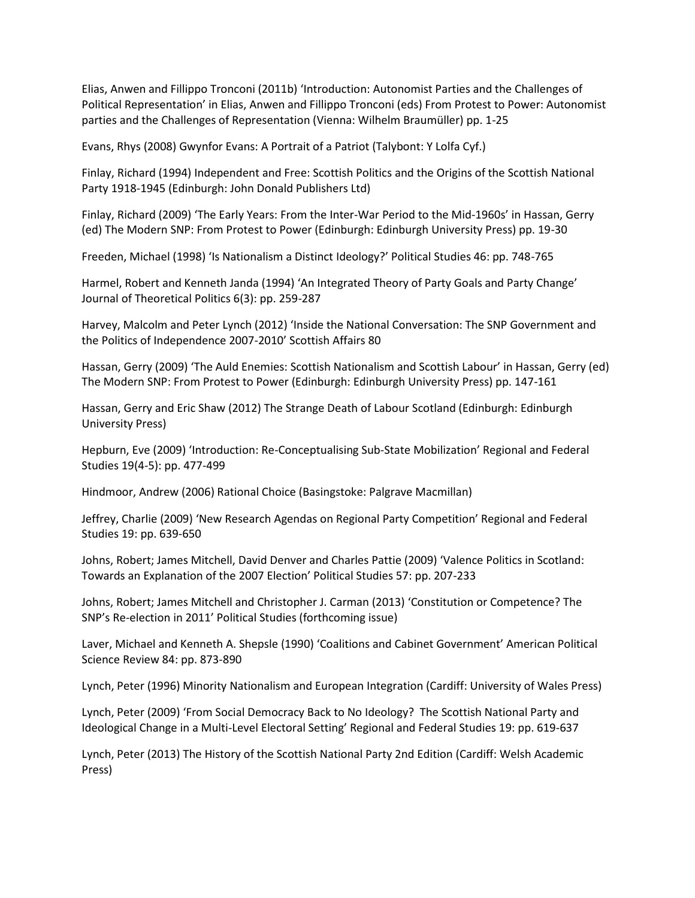Elias, Anwen and Fillippo Tronconi (2011b) 'Introduction: Autonomist Parties and the Challenges of Political Representation' in Elias, Anwen and Fillippo Tronconi (eds) From Protest to Power: Autonomist parties and the Challenges of Representation (Vienna: Wilhelm Braumüller) pp. 1-25

Evans, Rhys (2008) Gwynfor Evans: A Portrait of a Patriot (Talybont: Y Lolfa Cyf.)

Finlay, Richard (1994) Independent and Free: Scottish Politics and the Origins of the Scottish National Party 1918-1945 (Edinburgh: John Donald Publishers Ltd)

Finlay, Richard (2009) 'The Early Years: From the Inter-War Period to the Mid-1960s' in Hassan, Gerry (ed) The Modern SNP: From Protest to Power (Edinburgh: Edinburgh University Press) pp. 19-30

Freeden, Michael (1998) 'Is Nationalism a Distinct Ideology?' Political Studies 46: pp. 748-765

Harmel, Robert and Kenneth Janda (1994) 'An Integrated Theory of Party Goals and Party Change' Journal of Theoretical Politics 6(3): pp. 259-287

Harvey, Malcolm and Peter Lynch (2012) 'Inside the National Conversation: The SNP Government and the Politics of Independence 2007-2010' Scottish Affairs 80

Hassan, Gerry (2009) 'The Auld Enemies: Scottish Nationalism and Scottish Labour' in Hassan, Gerry (ed) The Modern SNP: From Protest to Power (Edinburgh: Edinburgh University Press) pp. 147-161

Hassan, Gerry and Eric Shaw (2012) The Strange Death of Labour Scotland (Edinburgh: Edinburgh University Press)

Hepburn, Eve (2009) 'Introduction: Re-Conceptualising Sub-State Mobilization' Regional and Federal Studies 19(4-5): pp. 477-499

Hindmoor, Andrew (2006) Rational Choice (Basingstoke: Palgrave Macmillan)

Jeffrey, Charlie (2009) 'New Research Agendas on Regional Party Competition' Regional and Federal Studies 19: pp. 639-650

Johns, Robert; James Mitchell, David Denver and Charles Pattie (2009) 'Valence Politics in Scotland: Towards an Explanation of the 2007 Election' Political Studies 57: pp. 207-233

Johns, Robert; James Mitchell and Christopher J. Carman (2013) 'Constitution or Competence? The SNP's Re-election in 2011' Political Studies (forthcoming issue)

Laver, Michael and Kenneth A. Shepsle (1990) 'Coalitions and Cabinet Government' American Political Science Review 84: pp. 873-890

Lynch, Peter (1996) Minority Nationalism and European Integration (Cardiff: University of Wales Press)

Lynch, Peter (2009) 'From Social Democracy Back to No Ideology? The Scottish National Party and Ideological Change in a Multi-Level Electoral Setting' Regional and Federal Studies 19: pp. 619-637

Lynch, Peter (2013) The History of the Scottish National Party 2nd Edition (Cardiff: Welsh Academic Press)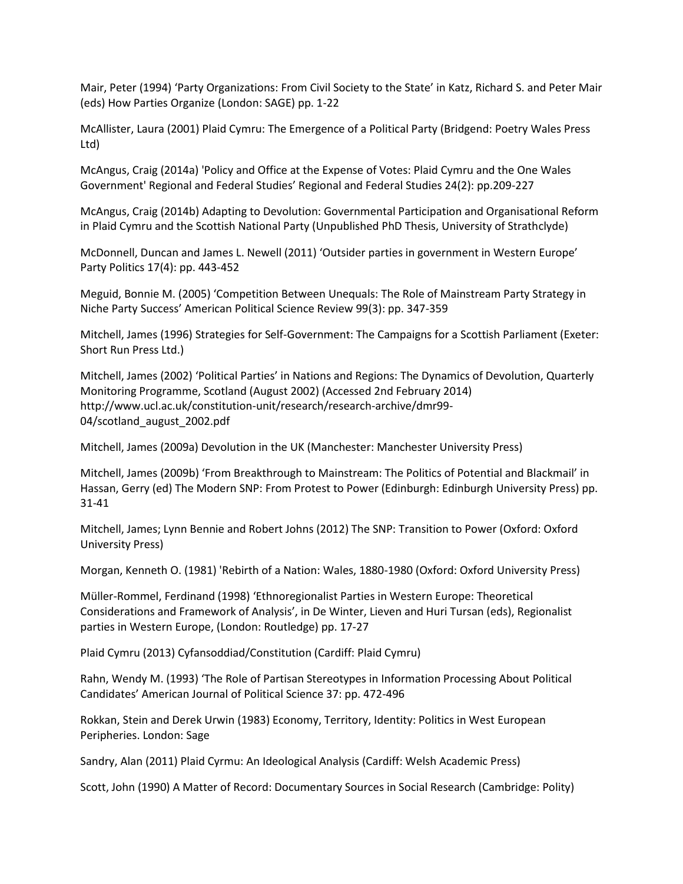Mair, Peter (1994) 'Party Organizations: From Civil Society to the State' in Katz, Richard S. and Peter Mair (eds) How Parties Organize (London: SAGE) pp. 1-22

McAllister, Laura (2001) Plaid Cymru: The Emergence of a Political Party (Bridgend: Poetry Wales Press Ltd)

McAngus, Craig (2014a) 'Policy and Office at the Expense of Votes: Plaid Cymru and the One Wales Government' Regional and Federal Studies' Regional and Federal Studies 24(2): pp.209-227

McAngus, Craig (2014b) Adapting to Devolution: Governmental Participation and Organisational Reform in Plaid Cymru and the Scottish National Party (Unpublished PhD Thesis, University of Strathclyde)

McDonnell, Duncan and James L. Newell (2011) 'Outsider parties in government in Western Europe' Party Politics 17(4): pp. 443-452

Meguid, Bonnie M. (2005) 'Competition Between Unequals: The Role of Mainstream Party Strategy in Niche Party Success' American Political Science Review 99(3): pp. 347-359

Mitchell, James (1996) Strategies for Self-Government: The Campaigns for a Scottish Parliament (Exeter: Short Run Press Ltd.)

Mitchell, James (2002) 'Political Parties' in Nations and Regions: The Dynamics of Devolution, Quarterly Monitoring Programme, Scotland (August 2002) (Accessed 2nd February 2014) http://www.ucl.ac.uk/constitution-unit/research/research-archive/dmr99-04/scotland_august_2002.pdf

Mitchell, James (2009a) Devolution in the UK (Manchester: Manchester University Press)

Mitchell, James (2009b) 'From Breakthrough to Mainstream: The Politics of Potential and Blackmail' in Hassan, Gerry (ed) The Modern SNP: From Protest to Power (Edinburgh: Edinburgh University Press) pp. 31-41

Mitchell, James; Lynn Bennie and Robert Johns (2012) The SNP: Transition to Power (Oxford: Oxford University Press)

Morgan, Kenneth O. (1981) 'Rebirth of a Nation: Wales, 1880-1980 (Oxford: Oxford University Press)

Müller-Rommel, Ferdinand (1998) 'Ethnoregionalist Parties in Western Europe: Theoretical Considerations and Framework of Analysis', in De Winter, Lieven and Huri Tursan (eds), Regionalist parties in Western Europe, (London: Routledge) pp. 17-27

Plaid Cymru (2013) Cyfansoddiad/Constitution (Cardiff: Plaid Cymru)

Rahn, Wendy M. (1993) 'The Role of Partisan Stereotypes in Information Processing About Political Candidates' American Journal of Political Science 37: pp. 472-496

Rokkan, Stein and Derek Urwin (1983) Economy, Territory, Identity: Politics in West European Peripheries. London: Sage

Sandry, Alan (2011) Plaid Cymru: An Ideological Analysis (Cardiff: Welsh Academic Press)

Scott, John (1990) A Matter of Record: Documentary Sources in Social Research (Cambridge: Polity)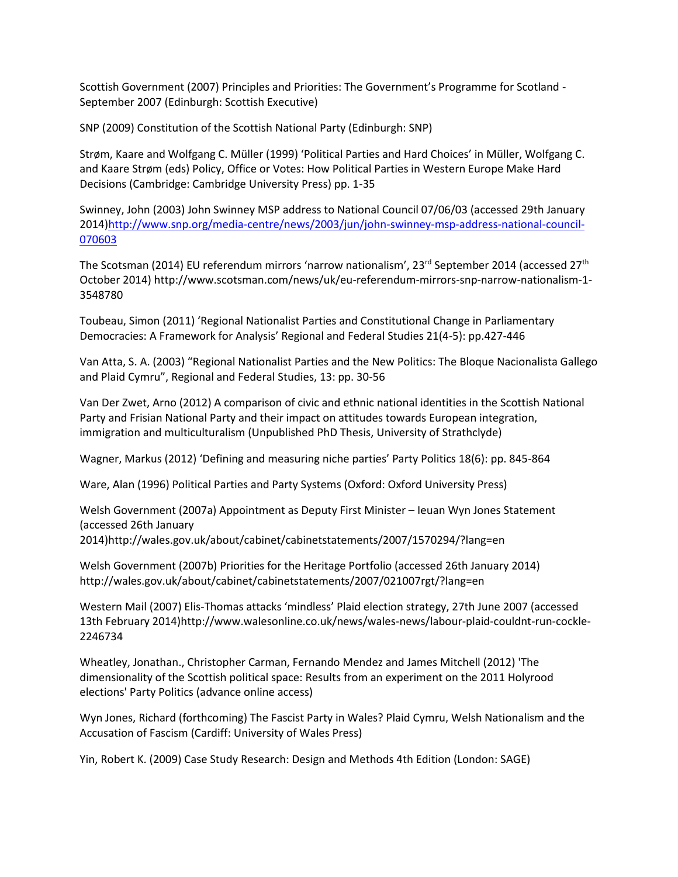Scottish Government (2007) Principles and Priorities: The Government's Programme for Scotland - September 2007 (Edinburgh: Scottish Executive)

SNP (2009) Constitution of the Scottish National Party (Edinburgh: SNP)

Strøm, Kaare and Wolfgang C. Müller (1999) 'Political Parties and Hard Choices' in Müller, Wolfgang C. and Kaare Strøm (eds) Policy, Office or Votes: How Political Parties in Western Europe Make Hard Decisions (Cambridge: Cambridge University Press) pp. 1-35

Swinney, John (2003) John Swinney MSP address to National Council 07/06/03 (accessed 29th January 2014)http://www.snp.org/media-centre/news/2003/jun/john-swinney-msp-address-national-council-070603

The Scotsman (2014) EU referendum mirrors 'narrow nationalism', 23rd September 2014 (accessed 27th October 2014) http://www.scotsman.com/news/uk/eu-referendum-mirrors-snp-narrow-nationalism-1-3548780

Toubeau, Simon (2011) 'Regional Nationalist Parties and Constitutional Change in Parliamentary Democracies: A Framework for Analysis' Regional and Federal Studies 21(4-5): pp.427-446

Van Atta, S. A. (2003) "Regional Nationalist Parties and the New Politics: The Bloque Nacionalista Gallego and Plaid Cymru", Regional and Federal Studies, 13: pp. 30-56

Van Der Zwet, Arno (2012) A comparison of civic and ethnic national identities in the Scottish National Party and Frisian National Party and their impact on attitudes towards European integration, immigration and multiculturalism (Unpublished PhD Thesis, University of Strathclyde)

Wagner, Markus (2012) 'Defining and measuring niche parties' Party Politics 18(6): pp. 845-864

Ware, Alan (1996) Political Parties and Party Systems (Oxford: Oxford University Press)

Welsh Government (2007a) Appointment as Deputy First Minister – Ieuan Wyn Jones Statement (accessed 26th January 2014)http://wales.gov.uk/about/cabinet/cabinetstatements/2007/1570294/?lang=en

Welsh Government (2007b) Priorities for the Heritage Portfolio (accessed 26th January 2014) http://wales.gov.uk/about/cabinet/cabinetstatements/2007/021007rgt/?lang=en

Western Mail (2007) Elis-Thomas attacks 'mindless' Plaid election strategy, 27th June 2007 (accessed 13th February 2014)http://www.walesonline.co.uk/news/wales-news/labour-plaid-couldnt-run-cockle-2246734

Wheatley, Jonathan., Christopher Carman, Fernando Mendez and James Mitchell (2012) 'The dimensionality of the Scottish political space: Results from an experiment on the 2011 Holyrood elections' Party Politics (advance online access)

Wyn Jones, Richard (forthcoming) The Fascist Party in Wales? Plaid Cymru, Welsh Nationalism and the Accusation of Fascism (Cardiff: University of Wales Press)

Yin, Robert K. (2009) Case Study Research: Design and Methods 4th Edition (London: SAGE)